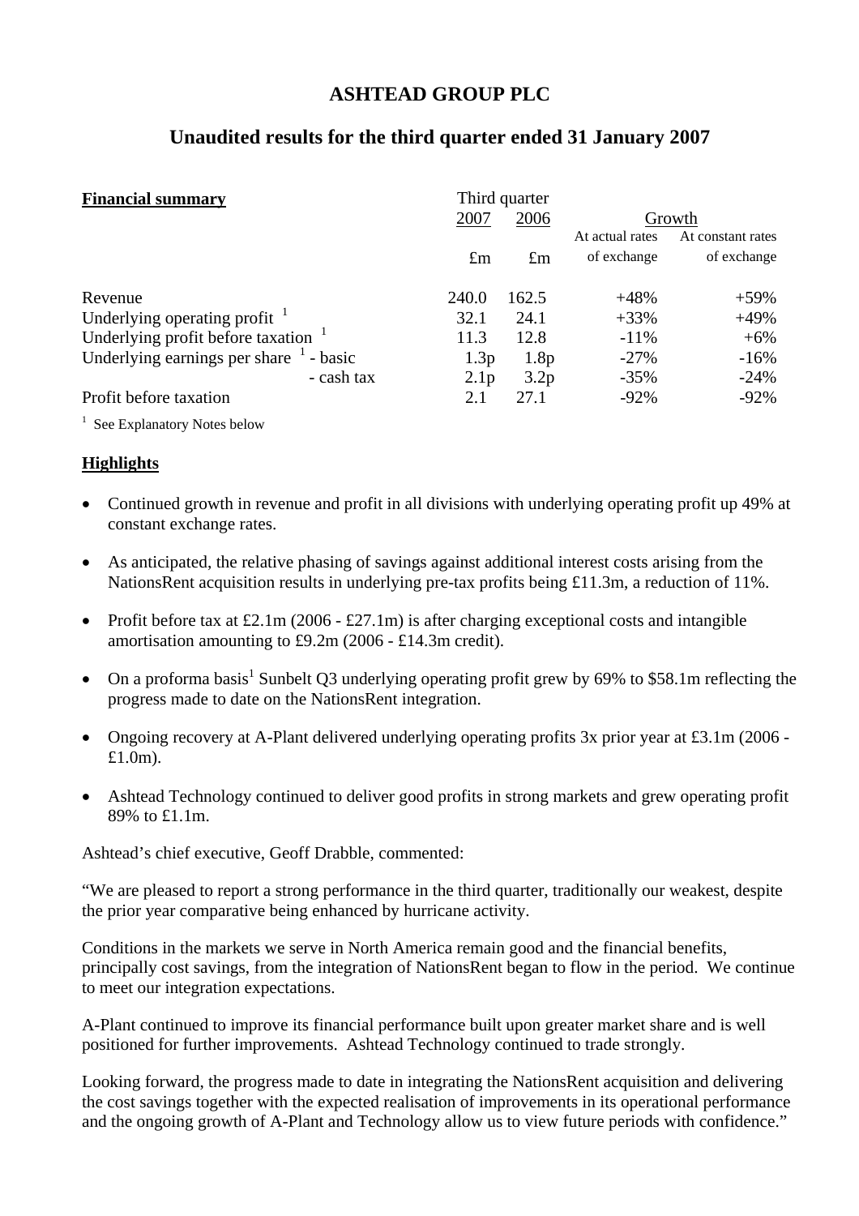# ASHTEAD GROUP PLC

## Unaudited results for the third quarter ended 31 January 2007

| **Financial summary** | Third quarter | | Growth | |
|---|---|---|---|---|
| | 2007 | 2006 | At actual rates of exchange | At constant rates of exchange |
| | £m | £m | | |
| Revenue | 240.0 | 162.5 | +48% | +59% |
| Underlying operating profit [1] | 32.1 | 24.1 | +33% | +49% |
| Underlying profit before taxation [1] | 11.3 | 12.8 | -11% | +6% |
| Underlying earnings per share [1] - basic | 1.3p | 1.8p | -27% | -16% |
| - cash tax | 2.1p | 3.2p | -35% | -24% |
| Profit before taxation | 2.1 | 27.1 | -92% | -92% |

[1] See Explanatory Notes below

**Highlights**

- Continued growth in revenue and profit in all divisions with underlying operating profit up 49% at constant exchange rates.
- As anticipated, the relative phasing of savings against additional interest costs arising from the NationsRent acquisition results in underlying pre-tax profits being £11.3m, a reduction of 11%.
- Profit before tax at £2.1m (2006 - £27.1m) is after charging exceptional costs and intangible amortisation amounting to £9.2m (2006 - £14.3m credit).
- On a proforma basis[1] Sunbelt Q3 underlying operating profit grew by 69% to $58.1m reflecting the progress made to date on the NationsRent integration.
- Ongoing recovery at A-Plant delivered underlying operating profits 3x prior year at £3.1m (2006 - £1.0m).
- Ashtead Technology continued to deliver good profits in strong markets and grew operating profit 89% to £1.1m.

Ashtead's chief executive, Geoff Drabble, commented:

"We are pleased to report a strong performance in the third quarter, traditionally our weakest, despite the prior year comparative being enhanced by hurricane activity.

Conditions in the markets we serve in North America remain good and the financial benefits, principally cost savings, from the integration of NationsRent began to flow in the period. We continue to meet our integration expectations.

A-Plant continued to improve its financial performance built upon greater market share and is well positioned for further improvements. Ashtead Technology continued to trade strongly.

Looking forward, the progress made to date in integrating the NationsRent acquisition and delivering the cost savings together with the expected realisation of improvements in its operational performance and the ongoing growth of A-Plant and Technology allow us to view future periods with confidence."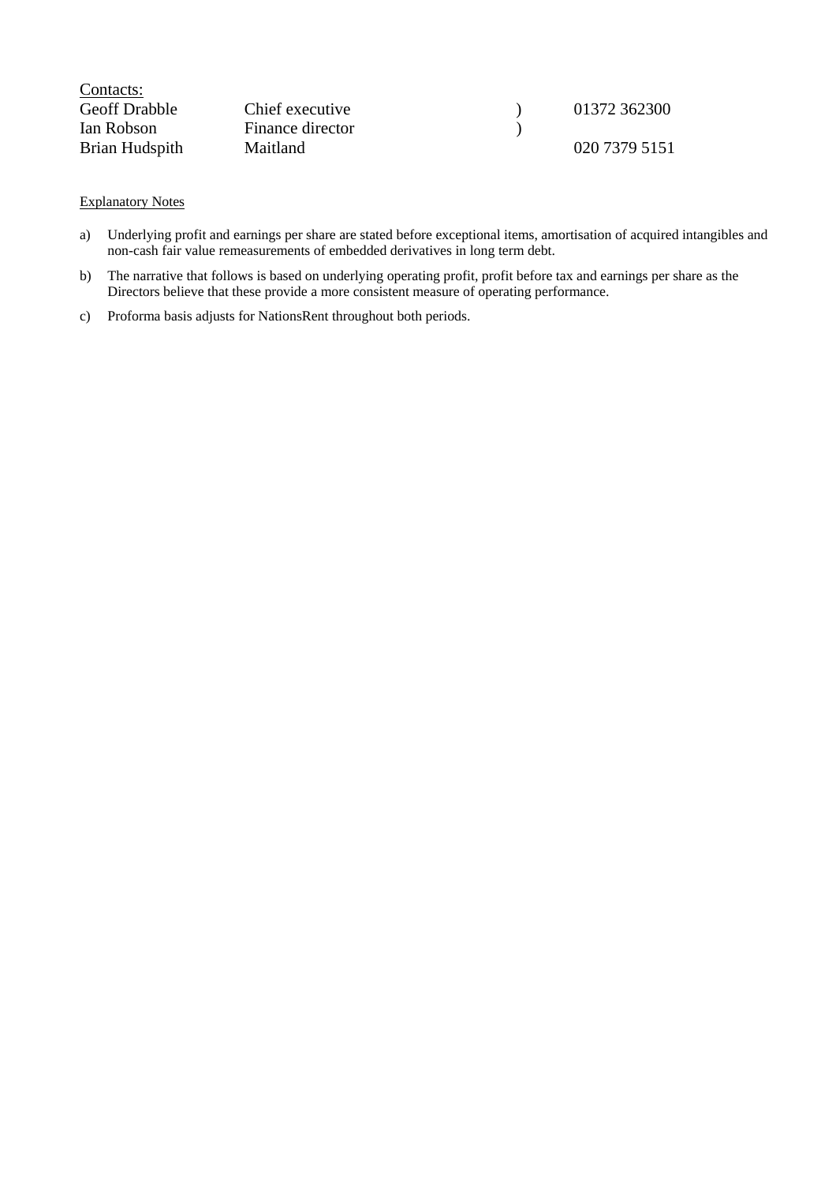Contacts:

| | | | |
|---|---|---|---|
| Geoff Drabble | Chief executive | ) | 01372 362300 |
| Ian Robson | Finance director | ) | |
| Brian Hudspith | Maitland | | 020 7379 5151 |

Explanatory Notes

a) Underlying profit and earnings per share are stated before exceptional items, amortisation of acquired intangibles and non-cash fair value remeasurements of embedded derivatives in long term debt.

b) The narrative that follows is based on underlying operating profit, profit before tax and earnings per share as the Directors believe that these provide a more consistent measure of operating performance.

c) Proforma basis adjusts for NationsRent throughout both periods.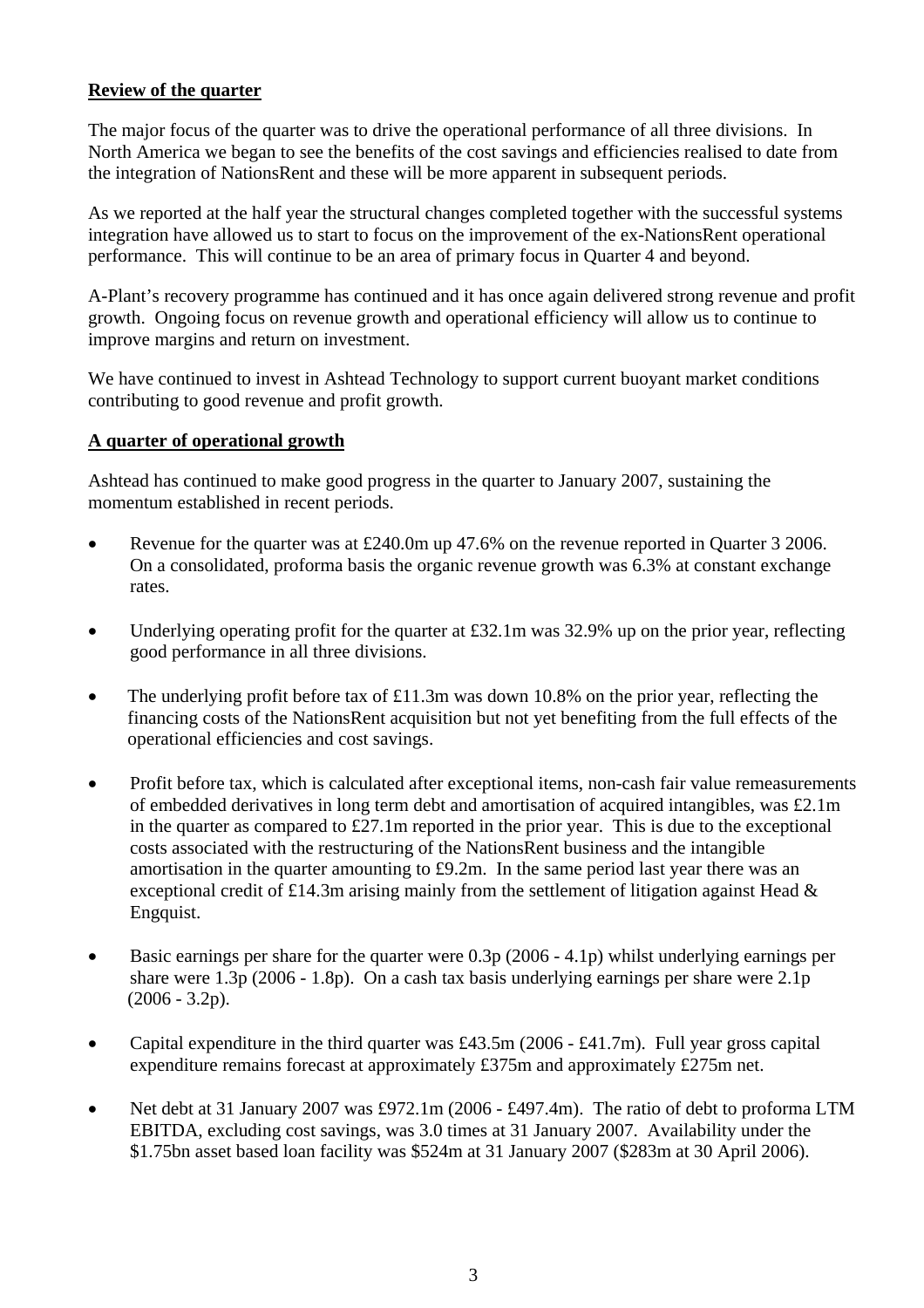**Review of the quarter**

The major focus of the quarter was to drive the operational performance of all three divisions. In North America we began to see the benefits of the cost savings and efficiencies realised to date from the integration of NationsRent and these will be more apparent in subsequent periods.

As we reported at the half year the structural changes completed together with the successful systems integration have allowed us to start to focus on the improvement of the ex-NationsRent operational performance. This will continue to be an area of primary focus in Quarter 4 and beyond.

A-Plant's recovery programme has continued and it has once again delivered strong revenue and profit growth. Ongoing focus on revenue growth and operational efficiency will allow us to continue to improve margins and return on investment.

We have continued to invest in Ashtead Technology to support current buoyant market conditions contributing to good revenue and profit growth.

**A quarter of operational growth**

Ashtead has continued to make good progress in the quarter to January 2007, sustaining the momentum established in recent periods.

- Revenue for the quarter was at £240.0m up 47.6% on the revenue reported in Quarter 3 2006. On a consolidated, proforma basis the organic revenue growth was 6.3% at constant exchange rates.
- Underlying operating profit for the quarter at £32.1m was 32.9% up on the prior year, reflecting good performance in all three divisions.
- The underlying profit before tax of £11.3m was down 10.8% on the prior year, reflecting the financing costs of the NationsRent acquisition but not yet benefiting from the full effects of the operational efficiencies and cost savings.
- Profit before tax, which is calculated after exceptional items, non-cash fair value remeasurements of embedded derivatives in long term debt and amortisation of acquired intangibles, was £2.1m in the quarter as compared to £27.1m reported in the prior year. This is due to the exceptional costs associated with the restructuring of the NationsRent business and the intangible amortisation in the quarter amounting to £9.2m. In the same period last year there was an exceptional credit of £14.3m arising mainly from the settlement of litigation against Head & Engquist.
- Basic earnings per share for the quarter were 0.3p (2006 - 4.1p) whilst underlying earnings per share were 1.3p (2006 - 1.8p). On a cash tax basis underlying earnings per share were 2.1p (2006 - 3.2p).
- Capital expenditure in the third quarter was £43.5m (2006 - £41.7m). Full year gross capital expenditure remains forecast at approximately £375m and approximately £275m net.
- Net debt at 31 January 2007 was £972.1m (2006 - £497.4m). The ratio of debt to proforma LTM EBITDA, excluding cost savings, was 3.0 times at 31 January 2007. Availability under the $1.75bn asset based loan facility was $524m at 31 January 2007 ($283m at 30 April 2006).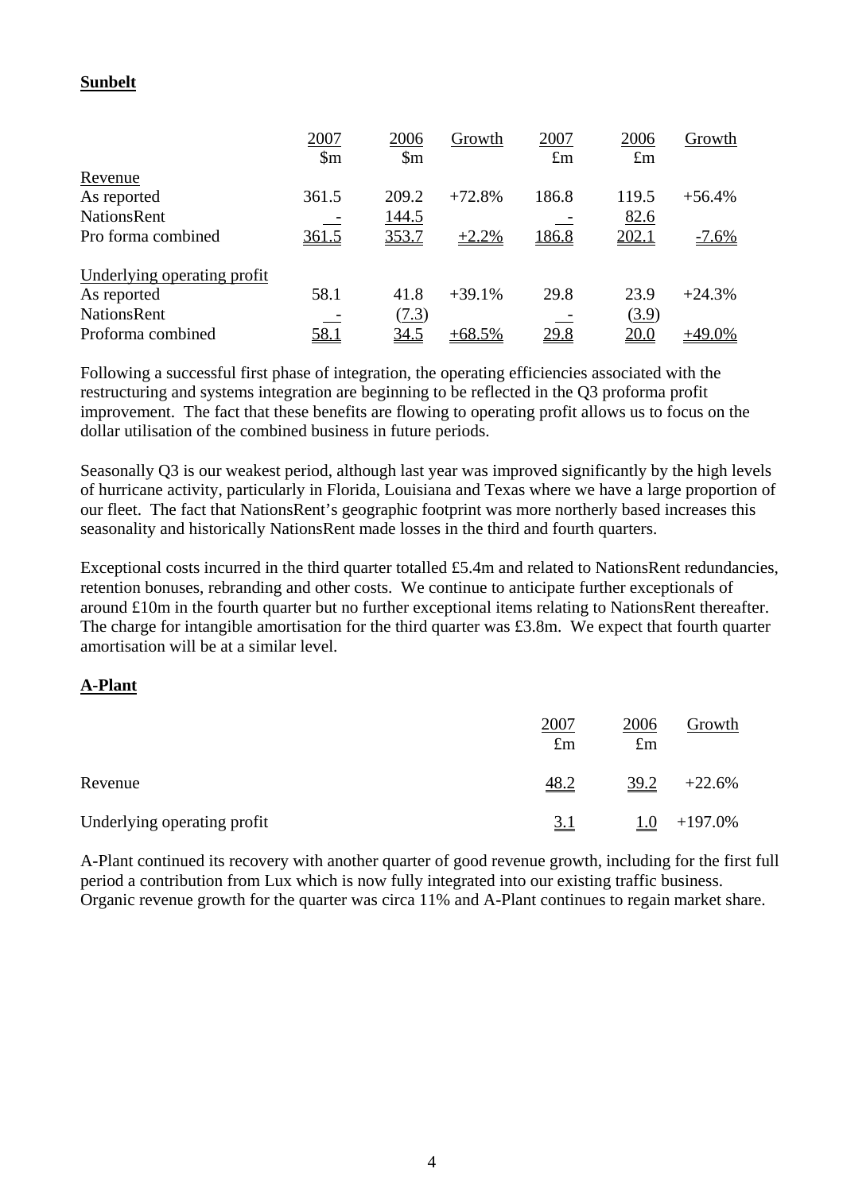**Sunbelt**

| | 2007 $m | 2006 $m | Growth | 2007 £m | 2006 £m | Growth |
|---|---|---|---|---|---|---|
| Revenue | | | | | | |
| As reported | 361.5 | 209.2 | +72.8% | 186.8 | 119.5 | +56.4% |
| NationsRent | - | 144.5 | | - | 82.6 | |
| Pro forma combined | 361.5 | 353.7 | +2.2% | 186.8 | 202.1 | -7.6% |
| | | | | | | |
| Underlying operating profit | | | | | | |
| As reported | 58.1 | 41.8 | +39.1% | 29.8 | 23.9 | +24.3% |
| NationsRent | - | (7.3) | | - | (3.9) | |
| Proforma combined | 58.1 | 34.5 | +68.5% | 29.8 | 20.0 | +49.0% |

Following a successful first phase of integration, the operating efficiencies associated with the restructuring and systems integration are beginning to be reflected in the Q3 proforma profit improvement. The fact that these benefits are flowing to operating profit allows us to focus on the dollar utilisation of the combined business in future periods.

Seasonally Q3 is our weakest period, although last year was improved significantly by the high levels of hurricane activity, particularly in Florida, Louisiana and Texas where we have a large proportion of our fleet. The fact that NationsRent's geographic footprint was more northerly based increases this seasonality and historically NationsRent made losses in the third and fourth quarters.

Exceptional costs incurred in the third quarter totalled £5.4m and related to NationsRent redundancies, retention bonuses, rebranding and other costs. We continue to anticipate further exceptionals of around £10m in the fourth quarter but no further exceptional items relating to NationsRent thereafter. The charge for intangible amortisation for the third quarter was £3.8m. We expect that fourth quarter amortisation will be at a similar level.

**A-Plant**

| | 2007 £m | 2006 £m | Growth |
|---|---|---|---|
| Revenue | 48.2 | 39.2 | +22.6% |
| Underlying operating profit | 3.1 | 1.0 | +197.0% |

A-Plant continued its recovery with another quarter of good revenue growth, including for the first full period a contribution from Lux which is now fully integrated into our existing traffic business. Organic revenue growth for the quarter was circa 11% and A-Plant continues to regain market share.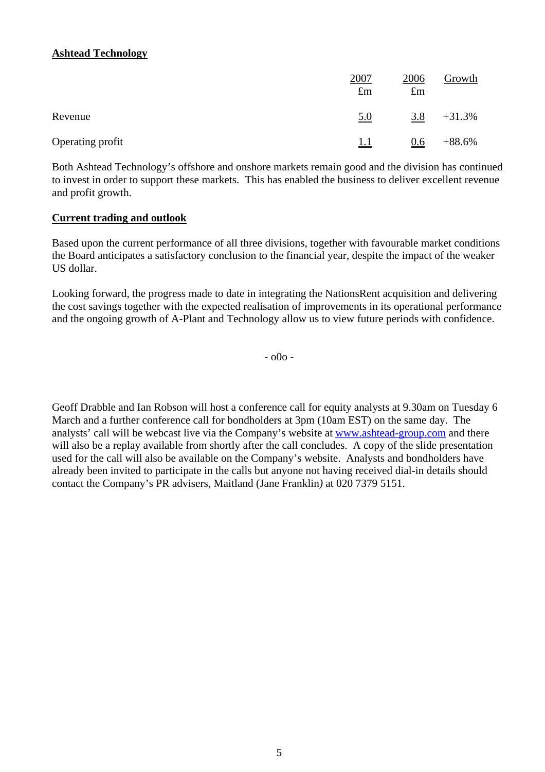**Ashtead Technology**

| | 2007 £m | 2006 £m | Growth |
|---|---|---|---|
| Revenue | 5.0 | 3.8 | +31.3% |
| Operating profit | 1.1 | 0.6 | +88.6% |

Both Ashtead Technology's offshore and onshore markets remain good and the division has continued to invest in order to support these markets. This has enabled the business to deliver excellent revenue and profit growth.

**Current trading and outlook**

Based upon the current performance of all three divisions, together with favourable market conditions the Board anticipates a satisfactory conclusion to the financial year, despite the impact of the weaker US dollar.

Looking forward, the progress made to date in integrating the NationsRent acquisition and delivering the cost savings together with the expected realisation of improvements in its operational performance and the ongoing growth of A-Plant and Technology allow us to view future periods with confidence.

- o0o -

Geoff Drabble and Ian Robson will host a conference call for equity analysts at 9.30am on Tuesday 6 March and a further conference call for bondholders at 3pm (10am EST) on the same day. The analysts' call will be webcast live via the Company's website at www.ashtead-group.com and there will also be a replay available from shortly after the call concludes. A copy of the slide presentation used for the call will also be available on the Company's website. Analysts and bondholders have already been invited to participate in the calls but anyone not having received dial-in details should contact the Company's PR advisers, Maitland (Jane Franklin) at 020 7379 5151.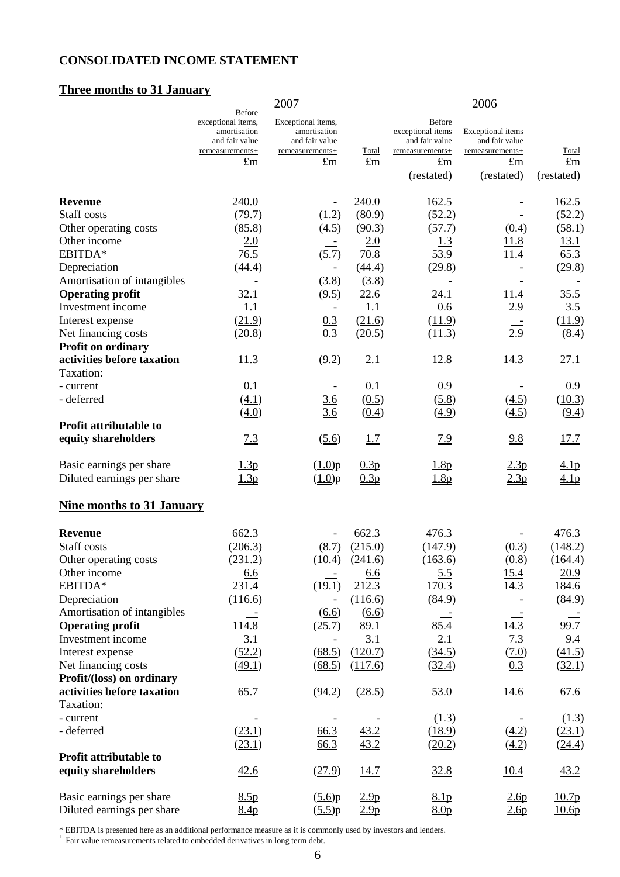## CONSOLIDATED INCOME STATEMENT

### Three months to 31 January

| | 2007 | | | 2006 | | |
|---|---|---|---|---|---|---|
| | Before exceptional items, amortisation and fair value remeasurements+ | Exceptional items, amortisation and fair value remeasurements+ | Total | Before exceptional items and fair value remeasurements+ | Exceptional items and fair value remeasurements+ | Total |
| | £m | £m | £m | £m | £m | £m |
| | | | | (restated) | (restated) | (restated) |
| **Revenue** | 240.0 | - | 240.0 | 162.5 | - | 162.5 |
| Staff costs | (79.7) | (1.2) | (80.9) | (52.2) | - | (52.2) |
| Other operating costs | (85.8) | (4.5) | (90.3) | (57.7) | (0.4) | (58.1) |
| Other income | 2.0 | - | 2.0 | 1.3 | 11.8 | 13.1 |
| EBITDA* | 76.5 | (5.7) | 70.8 | 53.9 | 11.4 | 65.3 |
| Depreciation | (44.4) | - | (44.4) | (29.8) | - | (29.8) |
| Amortisation of intangibles | - | (3.8) | (3.8) | - | - | - |
| **Operating profit** | 32.1 | (9.5) | 22.6 | 24.1 | 11.4 | 35.5 |
| Investment income | 1.1 | - | 1.1 | 0.6 | 2.9 | 3.5 |
| Interest expense | (21.9) | 0.3 | (21.6) | (11.9) | - | (11.9) |
| Net financing costs | (20.8) | 0.3 | (20.5) | (11.3) | 2.9 | (8.4) |
| **Profit on ordinary activities before taxation** | 11.3 | (9.2) | 2.1 | 12.8 | 14.3 | 27.1 |
| Taxation: | | | | | | |
| - current | 0.1 | - | 0.1 | 0.9 | - | 0.9 |
| - deferred | (4.1) | 3.6 | (0.5) | (5.8) | (4.5) | (10.3) |
| | (4.0) | 3.6 | (0.4) | (4.9) | (4.5) | (9.4) |
| **Profit attributable to equity shareholders** | 7.3 | (5.6) | 1.7 | 7.9 | 9.8 | 17.7 |
| Basic earnings per share | 1.3p | (1.0)p | 0.3p | 1.8p | 2.3p | 4.1p |
| Diluted earnings per share | 1.3p | (1.0)p | 0.3p | 1.8p | 2.3p | 4.1p |

### Nine months to 31 January

| | 2007 | | | 2006 | | |
|---|---|---|---|---|---|---|
| | Before exceptional items, amortisation and fair value remeasurements+ | Exceptional items, amortisation and fair value remeasurements+ | Total | Before exceptional items and fair value remeasurements+ | Exceptional items and fair value remeasurements+ | Total |
| | £m | £m | £m | £m | £m | £m |
| | | | | (restated) | (restated) | (restated) |
| **Revenue** | 662.3 | - | 662.3 | 476.3 | - | 476.3 |
| Staff costs | (206.3) | (8.7) | (215.0) | (147.9) | (0.3) | (148.2) |
| Other operating costs | (231.2) | (10.4) | (241.6) | (163.6) | (0.8) | (164.4) |
| Other income | 6.6 | - | 6.6 | 5.5 | 15.4 | 20.9 |
| EBITDA* | 231.4 | (19.1) | 212.3 | 170.3 | 14.3 | 184.6 |
| Depreciation | (116.6) | - | (116.6) | (84.9) | - | (84.9) |
| Amortisation of intangibles | - | (6.6) | (6.6) | - | - | - |
| **Operating profit** | 114.8 | (25.7) | 89.1 | 85.4 | 14.3 | 99.7 |
| Investment income | 3.1 | - | 3.1 | 2.1 | 7.3 | 9.4 |
| Interest expense | (52.2) | (68.5) | (120.7) | (34.5) | (7.0) | (41.5) |
| Net financing costs | (49.1) | (68.5) | (117.6) | (32.4) | 0.3 | (32.1) |
| **Profit/(loss) on ordinary activities before taxation** | 65.7 | (94.2) | (28.5) | 53.0 | 14.6 | 67.6 |
| Taxation: | | | | | | |
| - current | - | - | - | (1.3) | - | (1.3) |
| - deferred | (23.1) | 66.3 | 43.2 | (18.9) | (4.2) | (23.1) |
| | (23.1) | 66.3 | 43.2 | (20.2) | (4.2) | (24.4) |
| **Profit attributable to equity shareholders** | 42.6 | (27.9) | 14.7 | 32.8 | 10.4 | 43.2 |
| Basic earnings per share | 8.5p | (5.6)p | 2.9p | 8.1p | 2.6p | 10.7p |
| Diluted earnings per share | 8.4p | (5.5)p | 2.9p | 8.0p | 2.6p | 10.6p |

\* EBITDA is presented here as an additional performance measure as it is commonly used by investors and lenders.

+ Fair value remeasurements related to embedded derivatives in long term debt.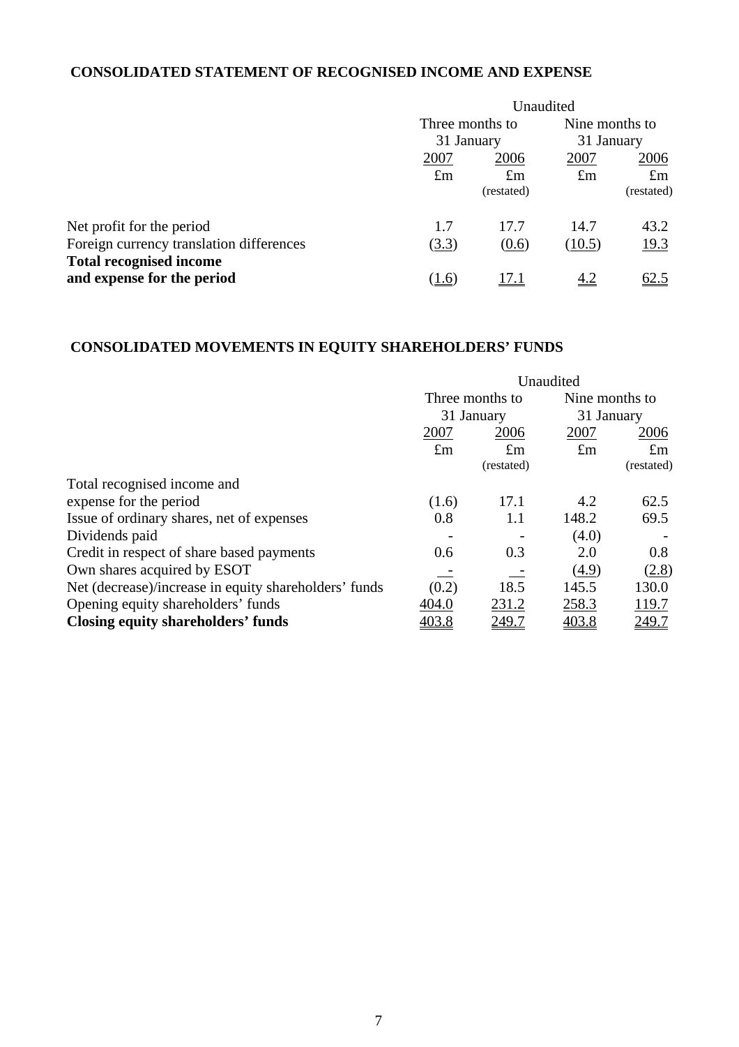## CONSOLIDATED STATEMENT OF RECOGNISED INCOME AND EXPENSE

| | Unaudited | | | |
|---|---|---|---|---|
| | Three months to 31 January | | Nine months to 31 January | |
| | 2007 | 2006 | 2007 | 2006 |
| | £m | £m (restated) | £m | £m (restated) |
| Net profit for the period | 1.7 | 17.7 | 14.7 | 43.2 |
| Foreign currency translation differences | (3.3) | (0.6) | (10.5) | 19.3 |
| **Total recognised income and expense for the period** | (1.6) | 17.1 | 4.2 | 62.5 |

## CONSOLIDATED MOVEMENTS IN EQUITY SHAREHOLDERS' FUNDS

| | Unaudited | | | |
|---|---|---|---|---|
| | Three months to 31 January | | Nine months to 31 January | |
| | 2007 | 2006 | 2007 | 2006 |
| | £m | £m (restated) | £m | £m (restated) |
| Total recognised income and expense for the period | (1.6) | 17.1 | 4.2 | 62.5 |
| Issue of ordinary shares, net of expenses | 0.8 | 1.1 | 148.2 | 69.5 |
| Dividends paid | - | - | (4.0) | - |
| Credit in respect of share based payments | 0.6 | 0.3 | 2.0 | 0.8 |
| Own shares acquired by ESOT | - | - | (4.9) | (2.8) |
| Net (decrease)/increase in equity shareholders' funds | (0.2) | 18.5 | 145.5 | 130.0 |
| Opening equity shareholders' funds | 404.0 | 231.2 | 258.3 | 119.7 |
| **Closing equity shareholders' funds** | 403.8 | 249.7 | 403.8 | 249.7 |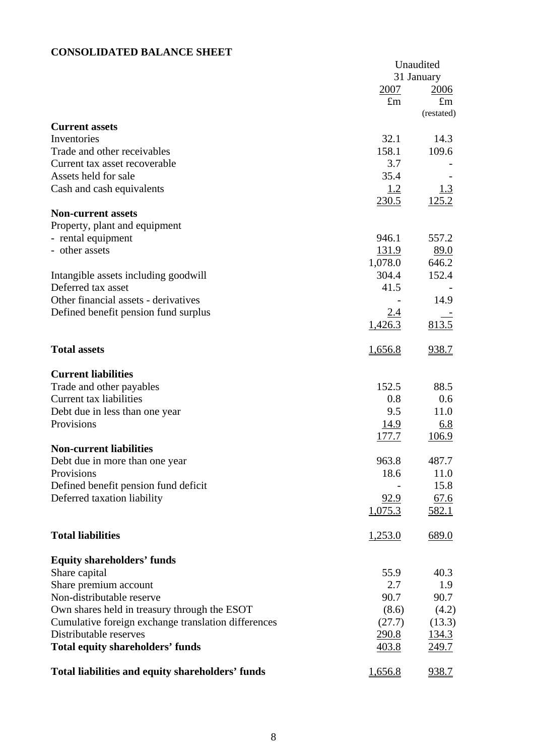## CONSOLIDATED BALANCE SHEET

| | Unaudited | |
|---|---|---|
| | 31 January | |
| | 2007 | 2006 |
| | £m | £m |
| | | (restated) |
| **Current assets** | | |
| Inventories | 32.1 | 14.3 |
| Trade and other receivables | 158.1 | 109.6 |
| Current tax asset recoverable | 3.7 | - |
| Assets held for sale | 35.4 | - |
| Cash and cash equivalents | 1.2 | 1.3 |
| | 230.5 | 125.2 |
| **Non-current assets** | | |
| Property, plant and equipment | | |
| - rental equipment | 946.1 | 557.2 |
| - other assets | 131.9 | 89.0 |
| | 1,078.0 | 646.2 |
| Intangible assets including goodwill | 304.4 | 152.4 |
| Deferred tax asset | 41.5 | - |
| Other financial assets - derivatives | - | 14.9 |
| Defined benefit pension fund surplus | 2.4 | - |
| | 1,426.3 | 813.5 |
| **Total assets** | 1,656.8 | 938.7 |
| **Current liabilities** | | |
| Trade and other payables | 152.5 | 88.5 |
| Current tax liabilities | 0.8 | 0.6 |
| Debt due in less than one year | 9.5 | 11.0 |
| Provisions | 14.9 | 6.8 |
| | 177.7 | 106.9 |
| **Non-current liabilities** | | |
| Debt due in more than one year | 963.8 | 487.7 |
| Provisions | 18.6 | 11.0 |
| Defined benefit pension fund deficit | - | 15.8 |
| Deferred taxation liability | 92.9 | 67.6 |
| | 1,075.3 | 582.1 |
| **Total liabilities** | 1,253.0 | 689.0 |
| **Equity shareholders' funds** | | |
| Share capital | 55.9 | 40.3 |
| Share premium account | 2.7 | 1.9 |
| Non-distributable reserve | 90.7 | 90.7 |
| Own shares held in treasury through the ESOT | (8.6) | (4.2) |
| Cumulative foreign exchange translation differences | (27.7) | (13.3) |
| Distributable reserves | 290.8 | 134.3 |
| **Total equity shareholders' funds** | 403.8 | 249.7 |
| **Total liabilities and equity shareholders' funds** | 1,656.8 | 938.7 |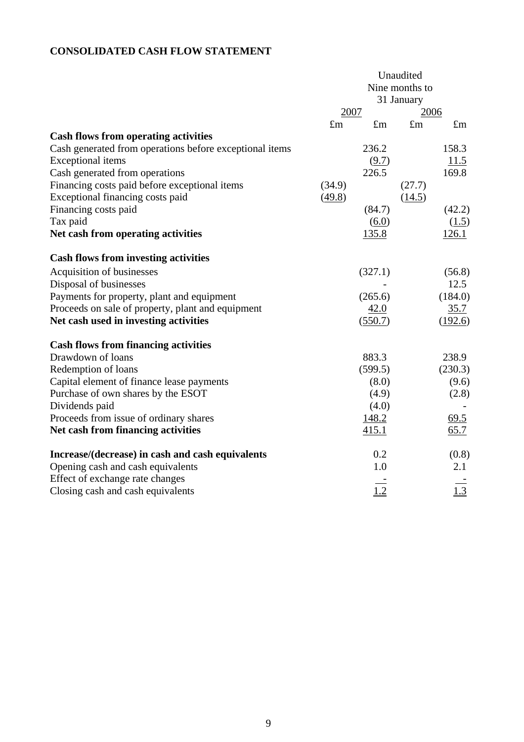## CONSOLIDATED CASH FLOW STATEMENT

| | Unaudited Nine months to 31 January | | | |
|---|---|---|---|---|
| | 2007 | | 2006 | |
| | £m | £m | £m | £m |
| **Cash flows from operating activities** | | | | |
| Cash generated from operations before exceptional items | | 236.2 | | 158.3 |
| Exceptional items | | (9.7) | | 11.5 |
| Cash generated from operations | | 226.5 | | 169.8 |
| Financing costs paid before exceptional items | (34.9) | | (27.7) | |
| Exceptional financing costs paid | (49.8) | | (14.5) | |
| Financing costs paid | | (84.7) | | (42.2) |
| Tax paid | | (6.0) | | (1.5) |
| **Net cash from operating activities** | | 135.8 | | 126.1 |
| | | | | |
| **Cash flows from investing activities** | | | | |
| Acquisition of businesses | | (327.1) | | (56.8) |
| Disposal of businesses | | - | | 12.5 |
| Payments for property, plant and equipment | | (265.6) | | (184.0) |
| Proceeds on sale of property, plant and equipment | | 42.0 | | 35.7 |
| **Net cash used in investing activities** | | (550.7) | | (192.6) |
| | | | | |
| **Cash flows from financing activities** | | | | |
| Drawdown of loans | | 883.3 | | 238.9 |
| Redemption of loans | | (599.5) | | (230.3) |
| Capital element of finance lease payments | | (8.0) | | (9.6) |
| Purchase of own shares by the ESOT | | (4.9) | | (2.8) |
| Dividends paid | | (4.0) | | - |
| Proceeds from issue of ordinary shares | | 148.2 | | 69.5 |
| **Net cash from financing activities** | | 415.1 | | 65.7 |
| | | | | |
| **Increase/(decrease) in cash and cash equivalents** | | 0.2 | | (0.8) |
| Opening cash and cash equivalents | | 1.0 | | 2.1 |
| Effect of exchange rate changes | | - | | - |
| Closing cash and cash equivalents | | 1.2 | | 1.3 |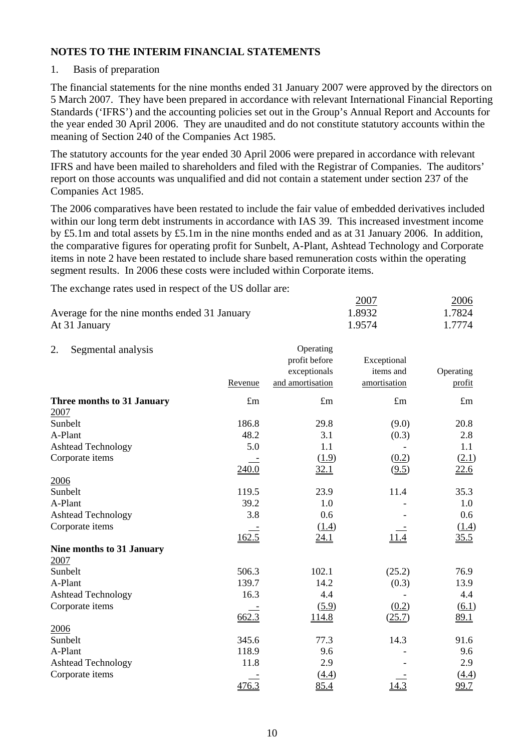## NOTES TO THE INTERIM FINANCIAL STATEMENTS

1. Basis of preparation

The financial statements for the nine months ended 31 January 2007 were approved by the directors on 5 March 2007. They have been prepared in accordance with relevant International Financial Reporting Standards ('IFRS') and the accounting policies set out in the Group's Annual Report and Accounts for the year ended 30 April 2006. They are unaudited and do not constitute statutory accounts within the meaning of Section 240 of the Companies Act 1985.

The statutory accounts for the year ended 30 April 2006 were prepared in accordance with relevant IFRS and have been mailed to shareholders and filed with the Registrar of Companies. The auditors' report on those accounts was unqualified and did not contain a statement under section 237 of the Companies Act 1985.

The 2006 comparatives have been restated to include the fair value of embedded derivatives included within our long term debt instruments in accordance with IAS 39. This increased investment income by £5.1m and total assets by £5.1m in the nine months ended and as at 31 January 2006. In addition, the comparative figures for operating profit for Sunbelt, A-Plant, Ashtead Technology and Corporate items in note 2 have been restated to include share based remuneration costs within the operating segment results. In 2006 these costs were included within Corporate items.

The exchange rates used in respect of the US dollar are:

| | 2007 | 2006 |
|---|---|---|
| Average for the nine months ended 31 January | 1.8932 | 1.7824 |
| At 31 January | 1.9574 | 1.7774 |

2. Segmental analysis

| | Revenue | Operating profit before exceptionals and amortisation | Exceptional items and amortisation | Operating profit |
|---|---|---|---|---|
| **Three months to 31 January** | £m | £m | £m | £m |
| 2007 | | | | |
| Sunbelt | 186.8 | 29.8 | (9.0) | 20.8 |
| A-Plant | 48.2 | 3.1 | (0.3) | 2.8 |
| Ashtead Technology | 5.0 | 1.1 | - | 1.1 |
| Corporate items | - | (1.9) | (0.2) | (2.1) |
| | 240.0 | 32.1 | (9.5) | 22.6 |
| 2006 | | | | |
| Sunbelt | 119.5 | 23.9 | 11.4 | 35.3 |
| A-Plant | 39.2 | 1.0 | - | 1.0 |
| Ashtead Technology | 3.8 | 0.6 | - | 0.6 |
| Corporate items | - | (1.4) | - | (1.4) |
| | 162.5 | 24.1 | 11.4 | 35.5 |
| **Nine months to 31 January** | | | | |
| 2007 | | | | |
| Sunbelt | 506.3 | 102.1 | (25.2) | 76.9 |
| A-Plant | 139.7 | 14.2 | (0.3) | 13.9 |
| Ashtead Technology | 16.3 | 4.4 | - | 4.4 |
| Corporate items | - | (5.9) | (0.2) | (6.1) |
| | 662.3 | 114.8 | (25.7) | 89.1 |
| 2006 | | | | |
| Sunbelt | 345.6 | 77.3 | 14.3 | 91.6 |
| A-Plant | 118.9 | 9.6 | - | 9.6 |
| Ashtead Technology | 11.8 | 2.9 | - | 2.9 |
| Corporate items | - | (4.4) | - | (4.4) |
| | 476.3 | 85.4 | 14.3 | 99.7 |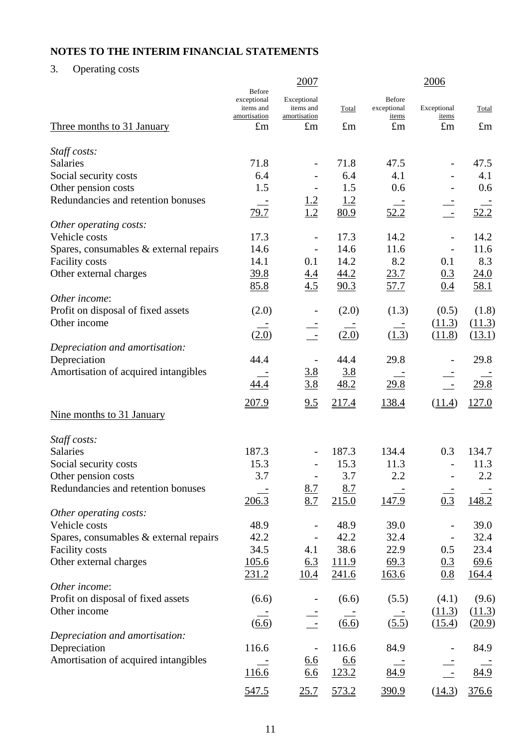## NOTES TO THE INTERIM FINANCIAL STATEMENTS

3. Operating costs

| | 2007 | | | 2006 | | |
|---|---|---|---|---|---|---|
| | Before exceptional items and amortisation | Exceptional items and amortisation | Total | Before exceptional items | Exceptional items | Total |
| Three months to 31 January | £m | £m | £m | £m | £m | £m |
| *Staff costs:* | | | | | | |
| Salaries | 71.8 | - | 71.8 | 47.5 | - | 47.5 |
| Social security costs | 6.4 | - | 6.4 | 4.1 | - | 4.1 |
| Other pension costs | 1.5 | - | 1.5 | 0.6 | - | 0.6 |
| Redundancies and retention bonuses | - | 1.2 | 1.2 | - | - | - |
| | 79.7 | 1.2 | 80.9 | 52.2 | - | 52.2 |
| *Other operating costs:* | | | | | | |
| Vehicle costs | 17.3 | - | 17.3 | 14.2 | - | 14.2 |
| Spares, consumables & external repairs | 14.6 | - | 14.6 | 11.6 | - | 11.6 |
| Facility costs | 14.1 | 0.1 | 14.2 | 8.2 | 0.1 | 8.3 |
| Other external charges | 39.8 | 4.4 | 44.2 | 23.7 | 0.3 | 24.0 |
| | 85.8 | 4.5 | 90.3 | 57.7 | 0.4 | 58.1 |
| *Other income*: | | | | | | |
| Profit on disposal of fixed assets | (2.0) | - | (2.0) | (1.3) | (0.5) | (1.8) |
| Other income | - | - | - | - | (11.3) | (11.3) |
| | (2.0) | - | (2.0) | (1.3) | (11.8) | (13.1) |
| *Depreciation and amortisation:* | | | | | | |
| Depreciation | 44.4 | - | 44.4 | 29.8 | - | 29.8 |
| Amortisation of acquired intangibles | - | 3.8 | 3.8 | - | - | - |
| | 44.4 | 3.8 | 48.2 | 29.8 | - | 29.8 |
| | 207.9 | 9.5 | 217.4 | 138.4 | (11.4) | 127.0 |
| Nine months to 31 January | | | | | | |
| *Staff costs:* | | | | | | |
| Salaries | 187.3 | - | 187.3 | 134.4 | 0.3 | 134.7 |
| Social security costs | 15.3 | - | 15.3 | 11.3 | - | 11.3 |
| Other pension costs | 3.7 | - | 3.7 | 2.2 | - | 2.2 |
| Redundancies and retention bonuses | - | 8.7 | 8.7 | - | - | - |
| | 206.3 | 8.7 | 215.0 | 147.9 | 0.3 | 148.2 |
| *Other operating costs:* | | | | | | |
| Vehicle costs | 48.9 | - | 48.9 | 39.0 | - | 39.0 |
| Spares, consumables & external repairs | 42.2 | - | 42.2 | 32.4 | - | 32.4 |
| Facility costs | 34.5 | 4.1 | 38.6 | 22.9 | 0.5 | 23.4 |
| Other external charges | 105.6 | 6.3 | 111.9 | 69.3 | 0.3 | 69.6 |
| | 231.2 | 10.4 | 241.6 | 163.6 | 0.8 | 164.4 |
| *Other income*: | | | | | | |
| Profit on disposal of fixed assets | (6.6) | - | (6.6) | (5.5) | (4.1) | (9.6) |
| Other income | - | - | - | - | (11.3) | (11.3) |
| | (6.6) | - | (6.6) | (5.5) | (15.4) | (20.9) |
| *Depreciation and amortisation:* | | | | | | |
| Depreciation | 116.6 | - | 116.6 | 84.9 | - | 84.9 |
| Amortisation of acquired intangibles | - | 6.6 | 6.6 | - | - | - |
| | 116.6 | 6.6 | 123.2 | 84.9 | - | 84.9 |
| | 547.5 | 25.7 | 573.2 | 390.9 | (14.3) | 376.6 |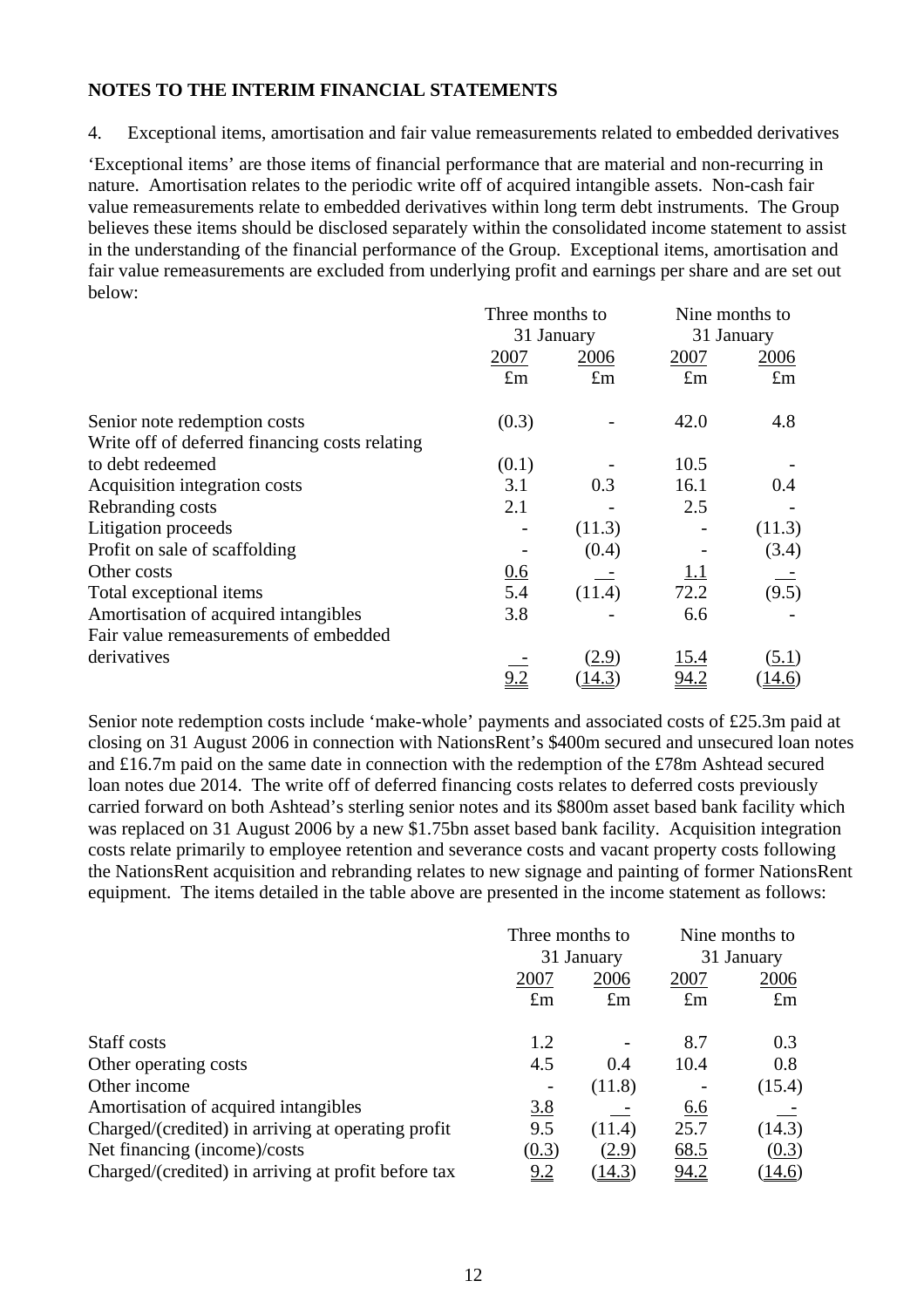## NOTES TO THE INTERIM FINANCIAL STATEMENTS

4. Exceptional items, amortisation and fair value remeasurements related to embedded derivatives

'Exceptional items' are those items of financial performance that are material and non-recurring in nature. Amortisation relates to the periodic write off of acquired intangible assets. Non-cash fair value remeasurements relate to embedded derivatives within long term debt instruments. The Group believes these items should be disclosed separately within the consolidated income statement to assist in the understanding of the financial performance of the Group. Exceptional items, amortisation and fair value remeasurements are excluded from underlying profit and earnings per share and are set out below:

| | Three months to 31 January | | Nine months to 31 January | |
|---|---|---|---|---|
| | 2007 | 2006 | 2007 | 2006 |
| | £m | £m | £m | £m |
| Senior note redemption costs | (0.3) | - | 42.0 | 4.8 |
| Write off of deferred financing costs relating to debt redeemed | (0.1) | - | 10.5 | - |
| Acquisition integration costs | 3.1 | 0.3 | 16.1 | 0.4 |
| Rebranding costs | 2.1 | - | 2.5 | - |
| Litigation proceeds | - | (11.3) | - | (11.3) |
| Profit on sale of scaffolding | - | (0.4) | - | (3.4) |
| Other costs | 0.6 | - | 1.1 | - |
| Total exceptional items | 5.4 | (11.4) | 72.2 | (9.5) |
| Amortisation of acquired intangibles | 3.8 | - | 6.6 | - |
| Fair value remeasurements of embedded derivatives | - | (2.9) | 15.4 | (5.1) |
| | 9.2 | (14.3) | 94.2 | (14.6) |

Senior note redemption costs include 'make-whole' payments and associated costs of £25.3m paid at closing on 31 August 2006 in connection with NationsRent's $400m secured and unsecured loan notes and £16.7m paid on the same date in connection with the redemption of the £78m Ashtead secured loan notes due 2014. The write off of deferred financing costs relates to deferred costs previously carried forward on both Ashtead's sterling senior notes and its $800m asset based bank facility which was replaced on 31 August 2006 by a new $1.75bn asset based bank facility. Acquisition integration costs relate primarily to employee retention and severance costs and vacant property costs following the NationsRent acquisition and rebranding relates to new signage and painting of former NationsRent equipment. The items detailed in the table above are presented in the income statement as follows:

| | Three months to 31 January | | Nine months to 31 January | |
|---|---|---|---|---|
| | 2007 | 2006 | 2007 | 2006 |
| | £m | £m | £m | £m |
| Staff costs | 1.2 | - | 8.7 | 0.3 |
| Other operating costs | 4.5 | 0.4 | 10.4 | 0.8 |
| Other income | - | (11.8) | - | (15.4) |
| Amortisation of acquired intangibles | 3.8 | - | 6.6 | - |
| Charged/(credited) in arriving at operating profit | 9.5 | (11.4) | 25.7 | (14.3) |
| Net financing (income)/costs | (0.3) | (2.9) | 68.5 | (0.3) |
| Charged/(credited) in arriving at profit before tax | 9.2 | (14.3) | 94.2 | (14.6) |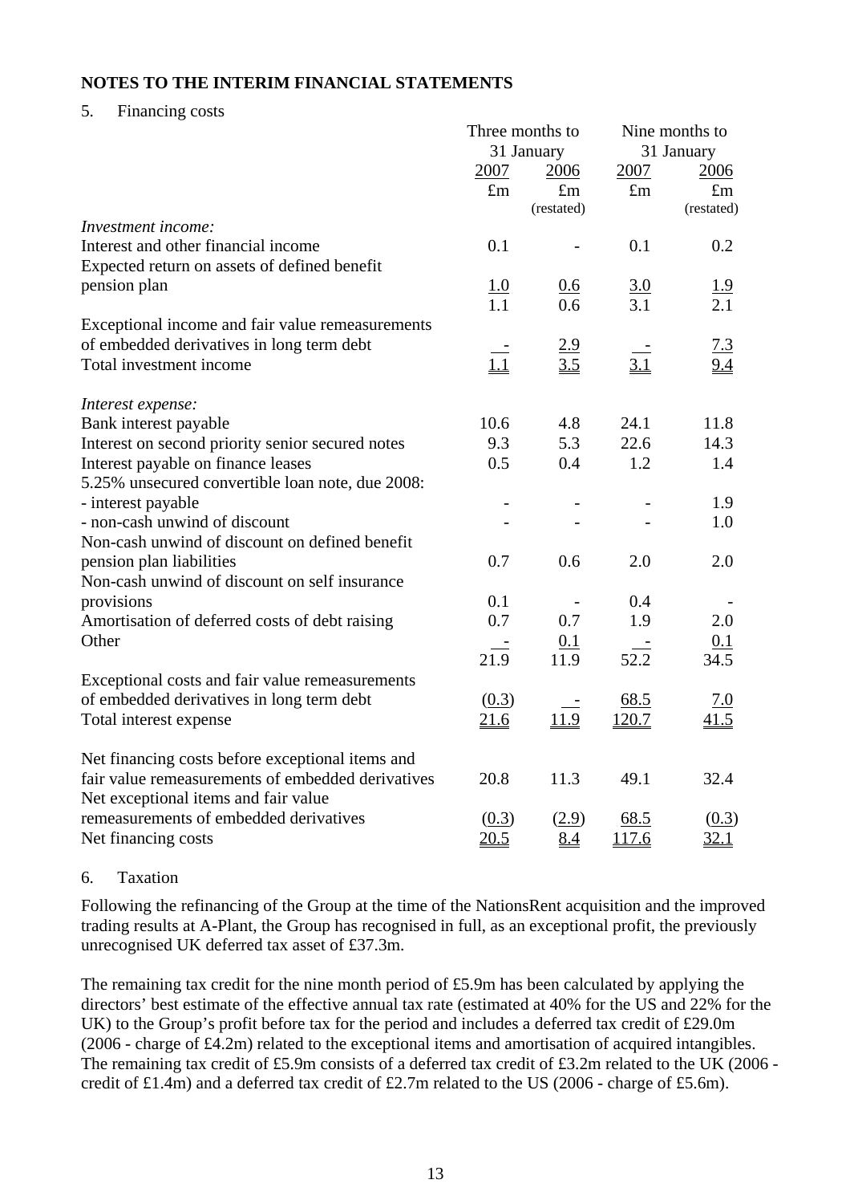**NOTES TO THE INTERIM FINANCIAL STATEMENTS**

5. Financing costs

| | Three months to 31 January | | Nine months to 31 January | |
|---|---|---|---|---|
| | 2007 | 2006 | 2007 | 2006 |
| | £m | £m (restated) | £m | £m (restated) |
| *Investment income:* | | | | |
| Interest and other financial income | 0.1 | - | 0.1 | 0.2 |
| Expected return on assets of defined benefit pension plan | 1.0 | 0.6 | 3.0 | 1.9 |
| | 1.1 | 0.6 | 3.1 | 2.1 |
| Exceptional income and fair value remeasurements of embedded derivatives in long term debt | - | 2.9 | - | 7.3 |
| Total investment income | 1.1 | 3.5 | 3.1 | 9.4 |
| | | | | |
| *Interest expense:* | | | | |
| Bank interest payable | 10.6 | 4.8 | 24.1 | 11.8 |
| Interest on second priority senior secured notes | 9.3 | 5.3 | 22.6 | 14.3 |
| Interest payable on finance leases | 0.5 | 0.4 | 1.2 | 1.4 |
| 5.25% unsecured convertible loan note, due 2008: | | | | |
| - interest payable | - | - | - | 1.9 |
| - non-cash unwind of discount | - | - | - | 1.0 |
| Non-cash unwind of discount on defined benefit pension plan liabilities | 0.7 | 0.6 | 2.0 | 2.0 |
| Non-cash unwind of discount on self insurance provisions | 0.1 | - | 0.4 | - |
| Amortisation of deferred costs of debt raising | 0.7 | 0.7 | 1.9 | 2.0 |
| Other | - | 0.1 | - | 0.1 |
| | 21.9 | 11.9 | 52.2 | 34.5 |
| Exceptional costs and fair value remeasurements of embedded derivatives in long term debt | (0.3) | - | 68.5 | 7.0 |
| Total interest expense | 21.6 | 11.9 | 120.7 | 41.5 |
| | | | | |
| Net financing costs before exceptional items and fair value remeasurements of embedded derivatives | 20.8 | 11.3 | 49.1 | 32.4 |
| Net exceptional items and fair value remeasurements of embedded derivatives | (0.3) | (2.9) | 68.5 | (0.3) |
| Net financing costs | 20.5 | 8.4 | 117.6 | 32.1 |

6. Taxation

Following the refinancing of the Group at the time of the NationsRent acquisition and the improved trading results at A-Plant, the Group has recognised in full, as an exceptional profit, the previously unrecognised UK deferred tax asset of £37.3m.

The remaining tax credit for the nine month period of £5.9m has been calculated by applying the directors' best estimate of the effective annual tax rate (estimated at 40% for the US and 22% for the UK) to the Group's profit before tax for the period and includes a deferred tax credit of £29.0m (2006 - charge of £4.2m) related to the exceptional items and amortisation of acquired intangibles. The remaining tax credit of £5.9m consists of a deferred tax credit of £3.2m related to the UK (2006 - credit of £1.4m) and a deferred tax credit of £2.7m related to the US (2006 - charge of £5.6m).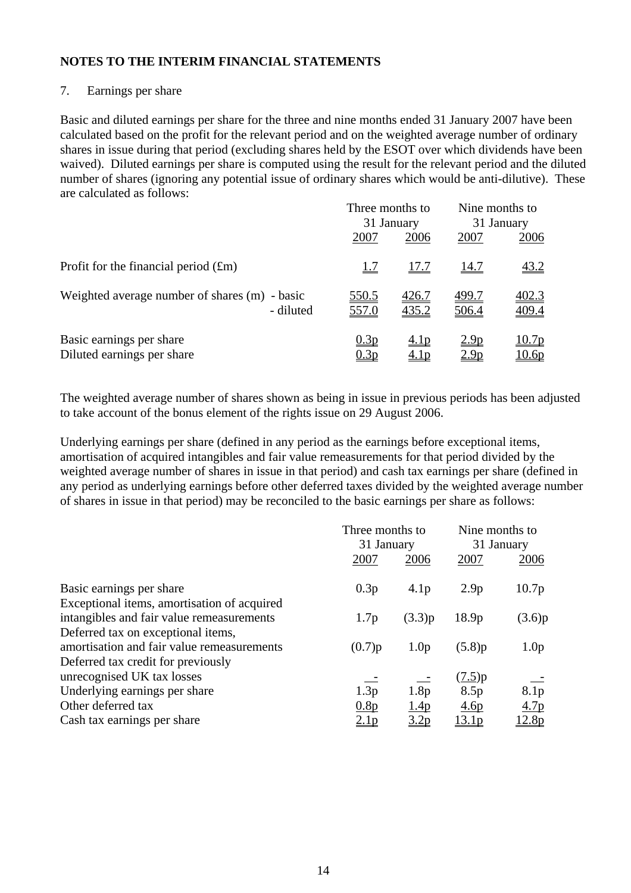**NOTES TO THE INTERIM FINANCIAL STATEMENTS**

7. Earnings per share

Basic and diluted earnings per share for the three and nine months ended 31 January 2007 have been calculated based on the profit for the relevant period and on the weighted average number of ordinary shares in issue during that period (excluding shares held by the ESOT over which dividends have been waived). Diluted earnings per share is computed using the result for the relevant period and the diluted number of shares (ignoring any potential issue of ordinary shares which would be anti-dilutive). These are calculated as follows:

| | Three months to 31 January | | Nine months to 31 January | |
|---|---|---|---|---|
| | 2007 | 2006 | 2007 | 2006 |
| Profit for the financial period (£m) | 1.7 | 17.7 | 14.7 | 43.2 |
| Weighted average number of shares (m) - basic | 550.5 | 426.7 | 499.7 | 402.3 |
| - diluted | 557.0 | 435.2 | 506.4 | 409.4 |
| Basic earnings per share | 0.3p | 4.1p | 2.9p | 10.7p |
| Diluted earnings per share | 0.3p | 4.1p | 2.9p | 10.6p |

The weighted average number of shares shown as being in issue in previous periods has been adjusted to take account of the bonus element of the rights issue on 29 August 2006.

Underlying earnings per share (defined in any period as the earnings before exceptional items, amortisation of acquired intangibles and fair value remeasurements for that period divided by the weighted average number of shares in issue in that period) and cash tax earnings per share (defined in any period as underlying earnings before other deferred taxes divided by the weighted average number of shares in issue in that period) may be reconciled to the basic earnings per share as follows:

| | Three months to 31 January | | Nine months to 31 January | |
|---|---|---|---|---|
| | 2007 | 2006 | 2007 | 2006 |
| Basic earnings per share | 0.3p | 4.1p | 2.9p | 10.7p |
| Exceptional items, amortisation of acquired intangibles and fair value remeasurements | 1.7p | (3.3)p | 18.9p | (3.6)p |
| Deferred tax on exceptional items, amortisation and fair value remeasurements | (0.7)p | 1.0p | (5.8)p | 1.0p |
| Deferred tax credit for previously unrecognised UK tax losses | - | - | (7.5)p | - |
| Underlying earnings per share | 1.3p | 1.8p | 8.5p | 8.1p |
| Other deferred tax | 0.8p | 1.4p | 4.6p | 4.7p |
| Cash tax earnings per share | 2.1p | 3.2p | 13.1p | 12.8p |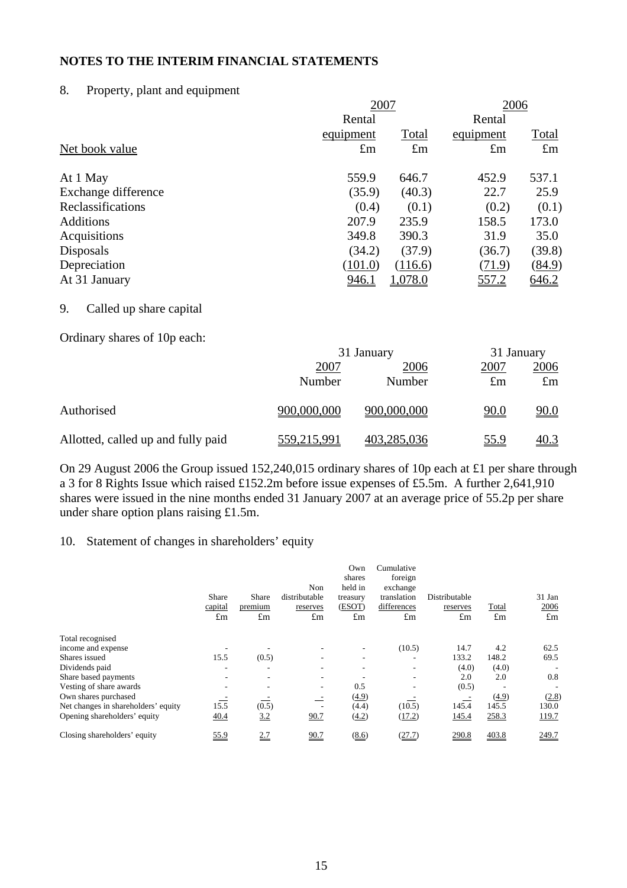## NOTES TO THE INTERIM FINANCIAL STATEMENTS

### 8. Property, plant and equipment

| | 2007 | | 2006 | |
|---|---|---|---|---|
| | Rental equipment | Total | Rental equipment | Total |
| Net book value | £m | £m | £m | £m |
| At 1 May | 559.9 | 646.7 | 452.9 | 537.1 |
| Exchange difference | (35.9) | (40.3) | 22.7 | 25.9 |
| Reclassifications | (0.4) | (0.1) | (0.2) | (0.1) |
| Additions | 207.9 | 235.9 | 158.5 | 173.0 |
| Acquisitions | 349.8 | 390.3 | 31.9 | 35.0 |
| Disposals | (34.2) | (37.9) | (36.7) | (39.8) |
| Depreciation | (101.0) | (116.6) | (71.9) | (84.9) |
| At 31 January | 946.1 | 1,078.0 | 557.2 | 646.2 |

### 9. Called up share capital

Ordinary shares of 10p each:

| | 31 January | | 31 January | |
|---|---|---|---|---|
| | 2007 | 2006 | 2007 | 2006 |
| | Number | Number | £m | £m |
| Authorised | 900,000,000 | 900,000,000 | 90.0 | 90.0 |
| Allotted, called up and fully paid | 559,215,991 | 403,285,036 | 55.9 | 40.3 |

On 29 August 2006 the Group issued 152,240,015 ordinary shares of 10p each at £1 per share through a 3 for 8 Rights Issue which raised £152.2m before issue expenses of £5.5m. A further 2,641,910 shares were issued in the nine months ended 31 January 2007 at an average price of 55.2p per share under share option plans raising £1.5m.

### 10. Statement of changes in shareholders' equity

| | Share capital | Share premium | Non distributable reserves | Own shares held in treasury (ESOT) | Cumulative foreign exchange translation differences | Distributable reserves | Total | 31 Jan 2006 |
|---|---|---|---|---|---|---|---|---|
| | £m | £m | £m | £m | £m | £m | £m | £m |
| Total recognised income and expense | - | - | - | - | (10.5) | 14.7 | 4.2 | 62.5 |
| Shares issued | 15.5 | (0.5) | - | - | - | 133.2 | 148.2 | 69.5 |
| Dividends paid | - | - | - | - | - | (4.0) | (4.0) | - |
| Share based payments | - | - | - | - | - | 2.0 | 2.0 | 0.8 |
| Vesting of share awards | - | - | - | 0.5 | - | (0.5) | - | - |
| Own shares purchased | - | - | - | (4.9) | - | - | (4.9) | (2.8) |
| Net changes in shareholders' equity | 15.5 | (0.5) | - | (4.4) | (10.5) | 145.4 | 145.5 | 130.0 |
| Opening shareholders' equity | 40.4 | 3.2 | 90.7 | (4.2) | (17.2) | 145.4 | 258.3 | 119.7 |
| Closing shareholders' equity | 55.9 | 2.7 | 90.7 | (8.6) | (27.7) | 290.8 | 403.8 | 249.7 |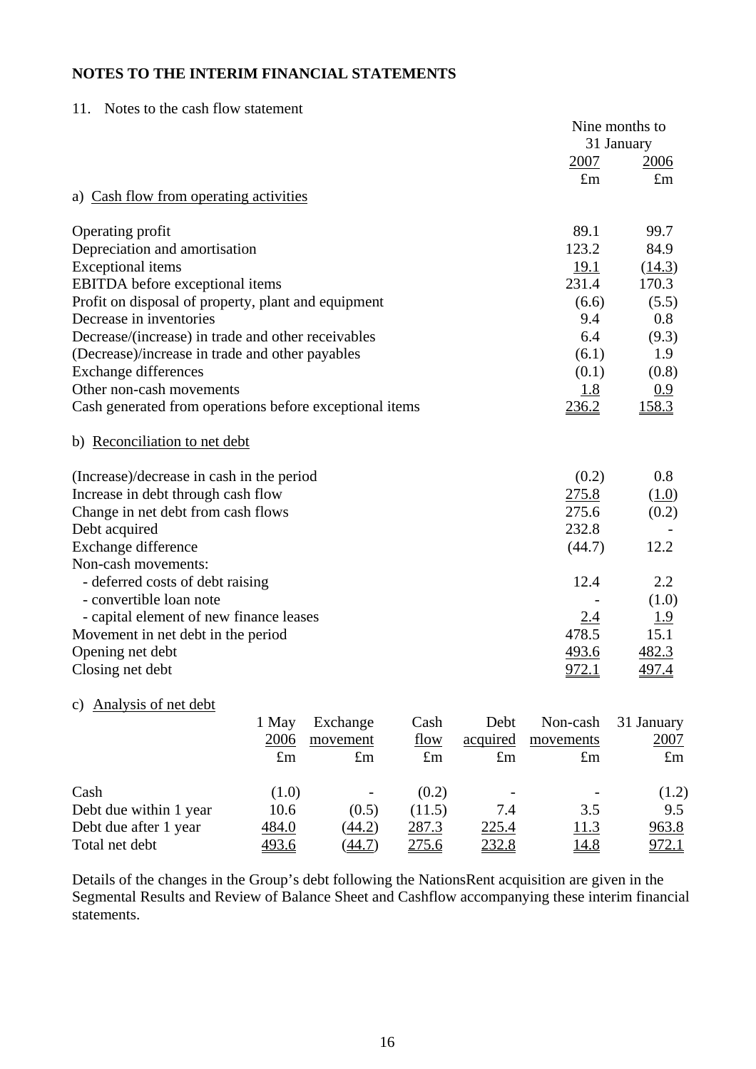## NOTES TO THE INTERIM FINANCIAL STATEMENTS

11. Notes to the cash flow statement

| | Nine months to 31 January 2007 £m | Nine months to 31 January 2006 £m |
|---|---|---|
| **a) Cash flow from operating activities** | | |
| Operating profit | 89.1 | 99.7 |
| Depreciation and amortisation | 123.2 | 84.9 |
| Exceptional items | 19.1 | (14.3) |
| EBITDA before exceptional items | 231.4 | 170.3 |
| Profit on disposal of property, plant and equipment | (6.6) | (5.5) |
| Decrease in inventories | 9.4 | 0.8 |
| Decrease/(increase) in trade and other receivables | 6.4 | (9.3) |
| (Decrease)/increase in trade and other payables | (6.1) | 1.9 |
| Exchange differences | (0.1) | (0.8) |
| Other non-cash movements | 1.8 | 0.9 |
| Cash generated from operations before exceptional items | 236.2 | 158.3 |
| **b) Reconciliation to net debt** | | |
| (Increase)/decrease in cash in the period | (0.2) | 0.8 |
| Increase in debt through cash flow | 275.8 | (1.0) |
| Change in net debt from cash flows | 275.6 | (0.2) |
| Debt acquired | 232.8 | - |
| Exchange difference | (44.7) | 12.2 |
| Non-cash movements: | | |
| - deferred costs of debt raising | 12.4 | 2.2 |
| - convertible loan note | - | (1.0) |
| - capital element of new finance leases | 2.4 | 1.9 |
| Movement in net debt in the period | 478.5 | 15.1 |
| Opening net debt | 493.6 | 482.3 |
| Closing net debt | 972.1 | 497.4 |

c) Analysis of net debt

| | 1 May 2006 £m | Exchange movement £m | Cash flow £m | Debt acquired £m | Non-cash movements £m | 31 January 2007 £m |
|---|---|---|---|---|---|---|
| Cash | (1.0) | - | (0.2) | - | - | (1.2) |
| Debt due within 1 year | 10.6 | (0.5) | (11.5) | 7.4 | 3.5 | 9.5 |
| Debt due after 1 year | 484.0 | (44.2) | 287.3 | 225.4 | 11.3 | 963.8 |
| Total net debt | 493.6 | (44.7) | 275.6 | 232.8 | 14.8 | 972.1 |

Details of the changes in the Group's debt following the NationsRent acquisition are given in the Segmental Results and Review of Balance Sheet and Cashflow accompanying these interim financial statements.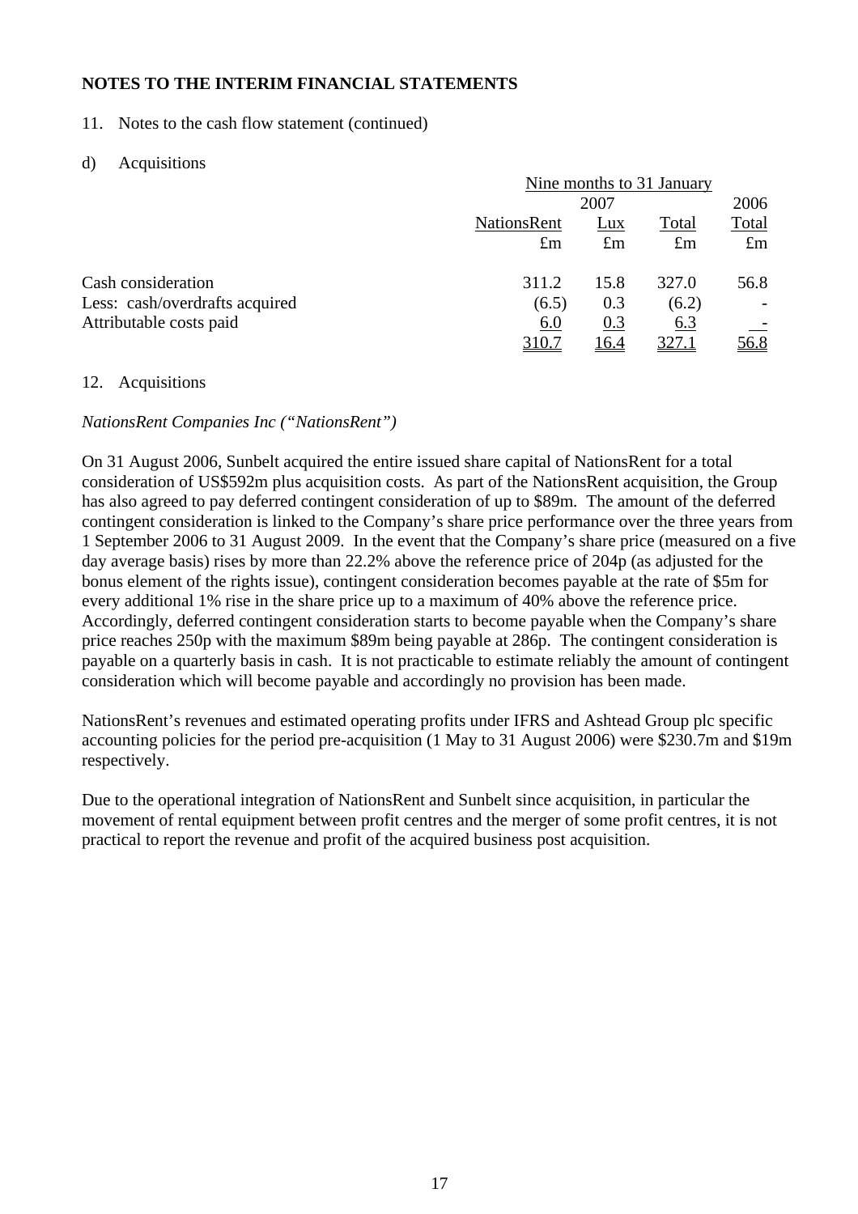## NOTES TO THE INTERIM FINANCIAL STATEMENTS

11. Notes to the cash flow statement (continued)

d) Acquisitions

| | Nine months to 31 January | | | |
|---|---|---|---|---|
| | 2007 | | | 2006 |
| | NationsRent | Lux | Total | Total |
| | £m | £m | £m | £m |
| Cash consideration | 311.2 | 15.8 | 327.0 | 56.8 |
| Less: cash/overdrafts acquired | (6.5) | 0.3 | (6.2) | - |
| Attributable costs paid | 6.0 | 0.3 | 6.3 | - |
| | 310.7 | 16.4 | 327.1 | 56.8 |

12. Acquisitions

*NationsRent Companies Inc ("NationsRent")*

On 31 August 2006, Sunbelt acquired the entire issued share capital of NationsRent for a total consideration of US$592m plus acquisition costs. As part of the NationsRent acquisition, the Group has also agreed to pay deferred contingent consideration of up to $89m. The amount of the deferred contingent consideration is linked to the Company's share price performance over the three years from 1 September 2006 to 31 August 2009. In the event that the Company's share price (measured on a five day average basis) rises by more than 22.2% above the reference price of 204p (as adjusted for the bonus element of the rights issue), contingent consideration becomes payable at the rate of $5m for every additional 1% rise in the share price up to a maximum of 40% above the reference price. Accordingly, deferred contingent consideration starts to become payable when the Company's share price reaches 250p with the maximum $89m being payable at 286p. The contingent consideration is payable on a quarterly basis in cash. It is not practicable to estimate reliably the amount of contingent consideration which will become payable and accordingly no provision has been made.

NationsRent's revenues and estimated operating profits under IFRS and Ashtead Group plc specific accounting policies for the period pre-acquisition (1 May to 31 August 2006) were $230.7m and $19m respectively.

Due to the operational integration of NationsRent and Sunbelt since acquisition, in particular the movement of rental equipment between profit centres and the merger of some profit centres, it is not practical to report the revenue and profit of the acquired business post acquisition.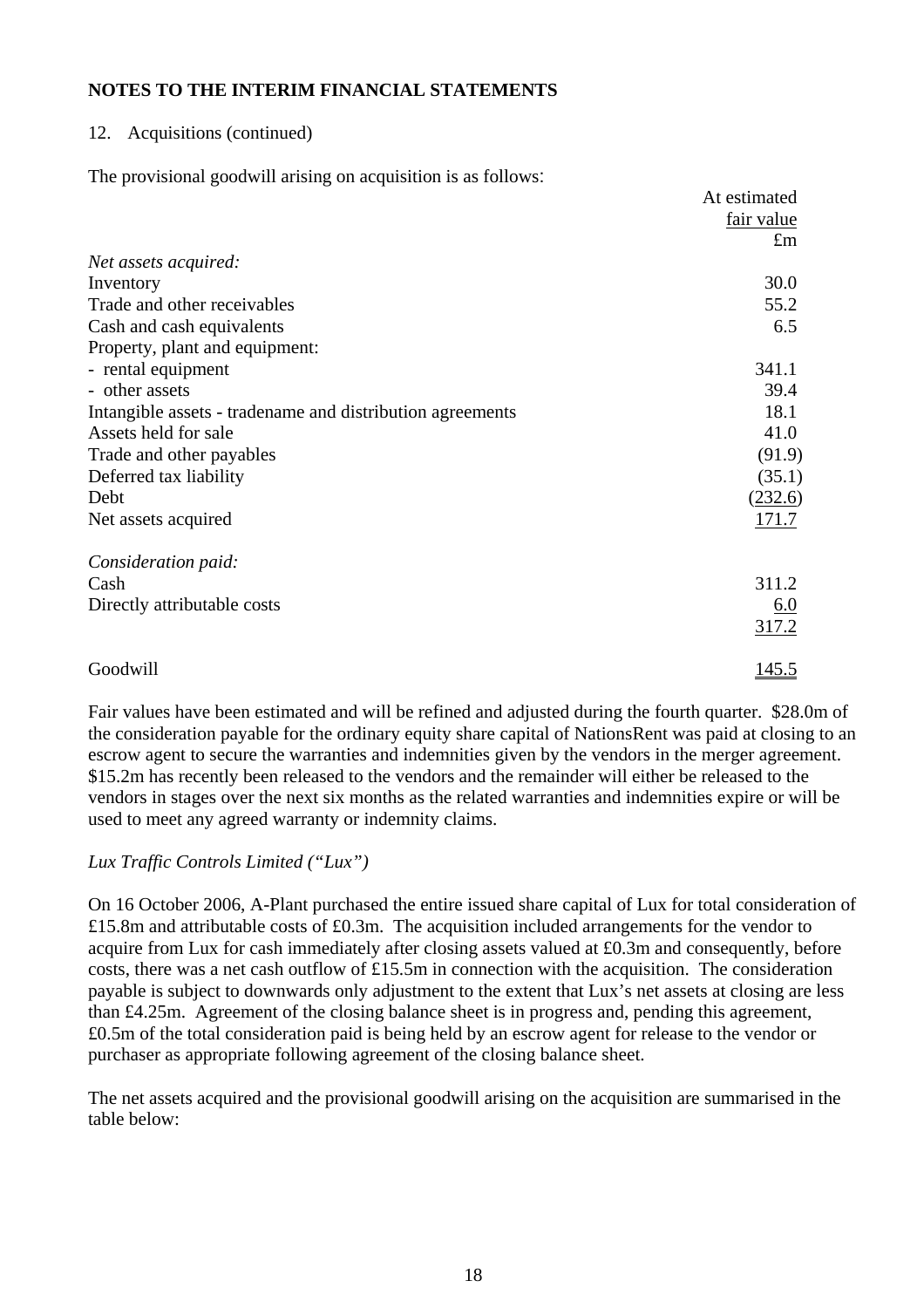**NOTES TO THE INTERIM FINANCIAL STATEMENTS**

12. Acquisitions (continued)

The provisional goodwill arising on acquisition is as follows:

| | At estimated fair value £m |
|---|---|
| *Net assets acquired:* | |
| Inventory | 30.0 |
| Trade and other receivables | 55.2 |
| Cash and cash equivalents | 6.5 |
| Property, plant and equipment: | |
| - rental equipment | 341.1 |
| - other assets | 39.4 |
| Intangible assets - tradename and distribution agreements | 18.1 |
| Assets held for sale | 41.0 |
| Trade and other payables | (91.9) |
| Deferred tax liability | (35.1) |
| Debt | (232.6) |
| Net assets acquired | 171.7 |
| | |
| *Consideration paid:* | |
| Cash | 311.2 |
| Directly attributable costs | 6.0 |
| | 317.2 |
| | |
| Goodwill | 145.5 |

Fair values have been estimated and will be refined and adjusted during the fourth quarter. $28.0m of the consideration payable for the ordinary equity share capital of NationsRent was paid at closing to an escrow agent to secure the warranties and indemnities given by the vendors in the merger agreement. $15.2m has recently been released to the vendors and the remainder will either be released to the vendors in stages over the next six months as the related warranties and indemnities expire or will be used to meet any agreed warranty or indemnity claims.

*Lux Traffic Controls Limited ("Lux")*

On 16 October 2006, A-Plant purchased the entire issued share capital of Lux for total consideration of £15.8m and attributable costs of £0.3m. The acquisition included arrangements for the vendor to acquire from Lux for cash immediately after closing assets valued at £0.3m and consequently, before costs, there was a net cash outflow of £15.5m in connection with the acquisition. The consideration payable is subject to downwards only adjustment to the extent that Lux's net assets at closing are less than £4.25m. Agreement of the closing balance sheet is in progress and, pending this agreement, £0.5m of the total consideration paid is being held by an escrow agent for release to the vendor or purchaser as appropriate following agreement of the closing balance sheet.

The net assets acquired and the provisional goodwill arising on the acquisition are summarised in the table below: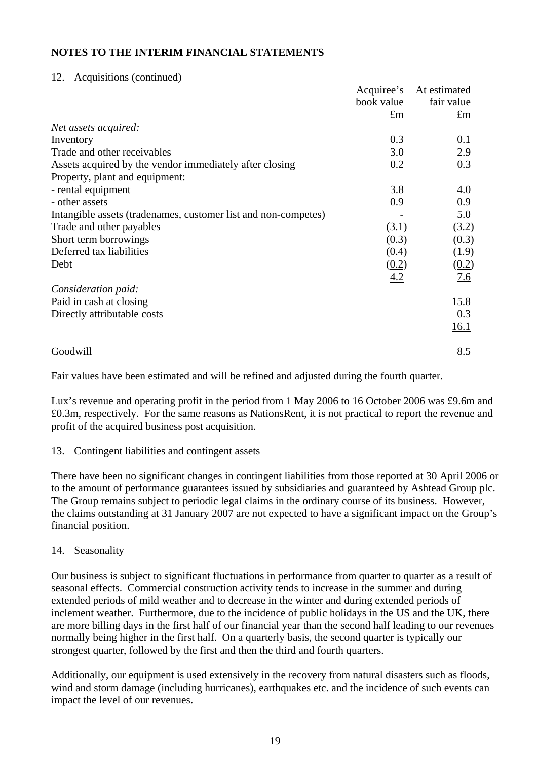## NOTES TO THE INTERIM FINANCIAL STATEMENTS

12. Acquisitions (continued)

| | Acquiree's book value | At estimated fair value |
|---|---|---|
| | £m | £m |
| *Net assets acquired:* | | |
| Inventory | 0.3 | 0.1 |
| Trade and other receivables | 3.0 | 2.9 |
| Assets acquired by the vendor immediately after closing | 0.2 | 0.3 |
| Property, plant and equipment: | | |
| - rental equipment | 3.8 | 4.0 |
| - other assets | 0.9 | 0.9 |
| Intangible assets (tradenames, customer list and non-competes) | - | 5.0 |
| Trade and other payables | (3.1) | (3.2) |
| Short term borrowings | (0.3) | (0.3) |
| Deferred tax liabilities | (0.4) | (1.9) |
| Debt | (0.2) | (0.2) |
| | 4.2 | 7.6 |
| *Consideration paid:* | | |
| Paid in cash at closing | | 15.8 |
| Directly attributable costs | | 0.3 |
| | | 16.1 |
| Goodwill | | 8.5 |

Fair values have been estimated and will be refined and adjusted during the fourth quarter.

Lux's revenue and operating profit in the period from 1 May 2006 to 16 October 2006 was £9.6m and £0.3m, respectively. For the same reasons as NationsRent, it is not practical to report the revenue and profit of the acquired business post acquisition.

13. Contingent liabilities and contingent assets

There have been no significant changes in contingent liabilities from those reported at 30 April 2006 or to the amount of performance guarantees issued by subsidiaries and guaranteed by Ashtead Group plc. The Group remains subject to periodic legal claims in the ordinary course of its business. However, the claims outstanding at 31 January 2007 are not expected to have a significant impact on the Group's financial position.

14. Seasonality

Our business is subject to significant fluctuations in performance from quarter to quarter as a result of seasonal effects. Commercial construction activity tends to increase in the summer and during extended periods of mild weather and to decrease in the winter and during extended periods of inclement weather. Furthermore, due to the incidence of public holidays in the US and the UK, there are more billing days in the first half of our financial year than the second half leading to our revenues normally being higher in the first half. On a quarterly basis, the second quarter is typically our strongest quarter, followed by the first and then the third and fourth quarters.

Additionally, our equipment is used extensively in the recovery from natural disasters such as floods, wind and storm damage (including hurricanes), earthquakes etc. and the incidence of such events can impact the level of our revenues.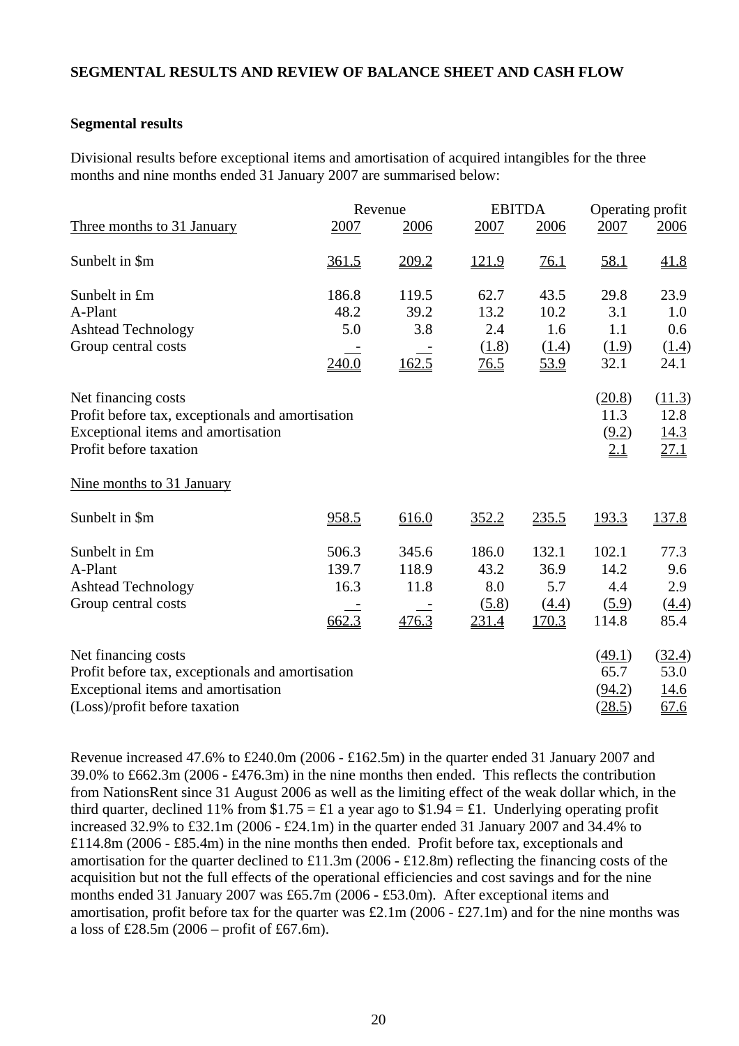## SEGMENTAL RESULTS AND REVIEW OF BALANCE SHEET AND CASH FLOW

### Segmental results

Divisional results before exceptional items and amortisation of acquired intangibles for the three months and nine months ended 31 January 2007 are summarised below:

| | Revenue | | EBITDA | | Operating profit | |
|---|---|---|---|---|---|---|
| Three months to 31 January | 2007 | 2006 | 2007 | 2006 | 2007 | 2006 |
| Sunbelt in $m | 361.5 | 209.2 | 121.9 | 76.1 | 58.1 | 41.8 |
| Sunbelt in £m | 186.8 | 119.5 | 62.7 | 43.5 | 29.8 | 23.9 |
| A-Plant | 48.2 | 39.2 | 13.2 | 10.2 | 3.1 | 1.0 |
| Ashtead Technology | 5.0 | 3.8 | 2.4 | 1.6 | 1.1 | 0.6 |
| Group central costs | - | - | (1.8) | (1.4) | (1.9) | (1.4) |
| | 240.0 | 162.5 | 76.5 | 53.9 | 32.1 | 24.1 |
| Net financing costs | | | | | (20.8) | (11.3) |
| Profit before tax, exceptionals and amortisation | | | | | 11.3 | 12.8 |
| Exceptional items and amortisation | | | | | (9.2) | 14.3 |
| Profit before taxation | | | | | 2.1 | 27.1 |
| Nine months to 31 January | | | | | | |
| Sunbelt in $m | 958.5 | 616.0 | 352.2 | 235.5 | 193.3 | 137.8 |
| Sunbelt in £m | 506.3 | 345.6 | 186.0 | 132.1 | 102.1 | 77.3 |
| A-Plant | 139.7 | 118.9 | 43.2 | 36.9 | 14.2 | 9.6 |
| Ashtead Technology | 16.3 | 11.8 | 8.0 | 5.7 | 4.4 | 2.9 |
| Group central costs | - | - | (5.8) | (4.4) | (5.9) | (4.4) |
| | 662.3 | 476.3 | 231.4 | 170.3 | 114.8 | 85.4 |
| Net financing costs | | | | | (49.1) | (32.4) |
| Profit before tax, exceptionals and amortisation | | | | | 65.7 | 53.0 |
| Exceptional items and amortisation | | | | | (94.2) | 14.6 |
| (Loss)/profit before taxation | | | | | (28.5) | 67.6 |

Revenue increased 47.6% to £240.0m (2006 - £162.5m) in the quarter ended 31 January 2007 and 39.0% to £662.3m (2006 - £476.3m) in the nine months then ended. This reflects the contribution from NationsRent since 31 August 2006 as well as the limiting effect of the weak dollar which, in the third quarter, declined 11% from $1.75 = £1 a year ago to $1.94 = £1. Underlying operating profit increased 32.9% to £32.1m (2006 - £24.1m) in the quarter ended 31 January 2007 and 34.4% to £114.8m (2006 - £85.4m) in the nine months then ended. Profit before tax, exceptionals and amortisation for the quarter declined to £11.3m (2006 - £12.8m) reflecting the financing costs of the acquisition but not the full effects of the operational efficiencies and cost savings and for the nine months ended 31 January 2007 was £65.7m (2006 - £53.0m). After exceptional items and amortisation, profit before tax for the quarter was £2.1m (2006 - £27.1m) and for the nine months was a loss of £28.5m (2006 – profit of £67.6m).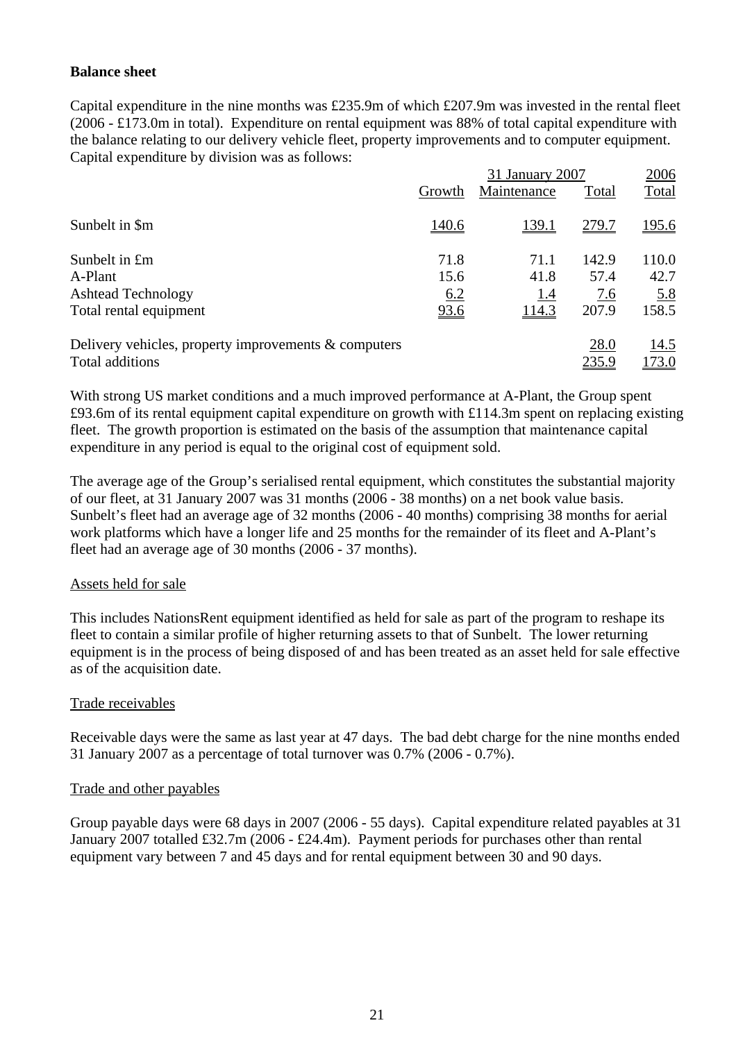**Balance sheet**

Capital expenditure in the nine months was £235.9m of which £207.9m was invested in the rental fleet (2006 - £173.0m in total). Expenditure on rental equipment was 88% of total capital expenditure with the balance relating to our delivery vehicle fleet, property improvements and to computer equipment. Capital expenditure by division was as follows:

| | 31 January 2007 | | | 2006 |
|---|---|---|---|---|
| | Growth | Maintenance | Total | Total |
| Sunbelt in $m | 140.6 | 139.1 | 279.7 | 195.6 |
| Sunbelt in £m | 71.8 | 71.1 | 142.9 | 110.0 |
| A-Plant | 15.6 | 41.8 | 57.4 | 42.7 |
| Ashtead Technology | 6.2 | 1.4 | 7.6 | 5.8 |
| Total rental equipment | 93.6 | 114.3 | 207.9 | 158.5 |
| Delivery vehicles, property improvements & computers | | | 28.0 | 14.5 |
| Total additions | | | 235.9 | 173.0 |

With strong US market conditions and a much improved performance at A-Plant, the Group spent £93.6m of its rental equipment capital expenditure on growth with £114.3m spent on replacing existing fleet. The growth proportion is estimated on the basis of the assumption that maintenance capital expenditure in any period is equal to the original cost of equipment sold.

The average age of the Group's serialised rental equipment, which constitutes the substantial majority of our fleet, at 31 January 2007 was 31 months (2006 - 38 months) on a net book value basis. Sunbelt's fleet had an average age of 32 months (2006 - 40 months) comprising 38 months for aerial work platforms which have a longer life and 25 months for the remainder of its fleet and A-Plant's fleet had an average age of 30 months (2006 - 37 months).

Assets held for sale

This includes NationsRent equipment identified as held for sale as part of the program to reshape its fleet to contain a similar profile of higher returning assets to that of Sunbelt. The lower returning equipment is in the process of being disposed of and has been treated as an asset held for sale effective as of the acquisition date.

Trade receivables

Receivable days were the same as last year at 47 days. The bad debt charge for the nine months ended 31 January 2007 as a percentage of total turnover was 0.7% (2006 - 0.7%).

Trade and other payables

Group payable days were 68 days in 2007 (2006 - 55 days). Capital expenditure related payables at 31 January 2007 totalled £32.7m (2006 - £24.4m). Payment periods for purchases other than rental equipment vary between 7 and 45 days and for rental equipment between 30 and 90 days.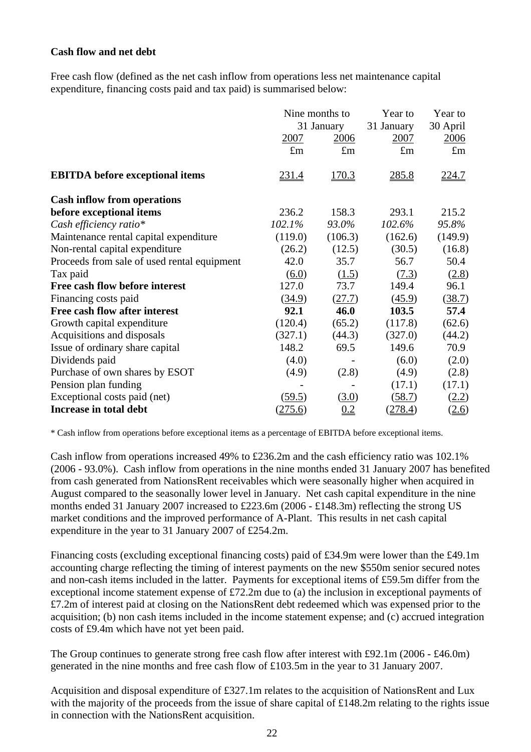**Cash flow and net debt**

Free cash flow (defined as the net cash inflow from operations less net maintenance capital expenditure, financing costs paid and tax paid) is summarised below:

| | Nine months to 31 January | | Year to 31 January | Year to 30 April |
|---|---|---|---|---|
| | 2007 | 2006 | 2007 | 2006 |
| | £m | £m | £m | £m |
| **EBITDA before exceptional items** | 231.4 | 170.3 | 285.8 | 224.7 |
| **Cash inflow from operations before exceptional items** | 236.2 | 158.3 | 293.1 | 215.2 |
| *Cash efficiency ratio** | *102.1%* | *93.0%* | *102.6%* | *95.8%* |
| Maintenance rental capital expenditure | (119.0) | (106.3) | (162.6) | (149.9) |
| Non-rental capital expenditure | (26.2) | (12.5) | (30.5) | (16.8) |
| Proceeds from sale of used rental equipment | 42.0 | 35.7 | 56.7 | 50.4 |
| Tax paid | (6.0) | (1.5) | (7.3) | (2.8) |
| **Free cash flow before interest** | 127.0 | 73.7 | 149.4 | 96.1 |
| Financing costs paid | (34.9) | (27.7) | (45.9) | (38.7) |
| **Free cash flow after interest** | **92.1** | **46.0** | **103.5** | **57.4** |
| Growth capital expenditure | (120.4) | (65.2) | (117.8) | (62.6) |
| Acquisitions and disposals | (327.1) | (44.3) | (327.0) | (44.2) |
| Issue of ordinary share capital | 148.2 | 69.5 | 149.6 | 70.9 |
| Dividends paid | (4.0) | - | (6.0) | (2.0) |
| Purchase of own shares by ESOT | (4.9) | (2.8) | (4.9) | (2.8) |
| Pension plan funding | - | - | (17.1) | (17.1) |
| Exceptional costs paid (net) | (59.5) | (3.0) | (58.7) | (2.2) |
| **Increase in total debt** | (275.6) | 0.2 | (278.4) | (2.6) |

\* Cash inflow from operations before exceptional items as a percentage of EBITDA before exceptional items.

Cash inflow from operations increased 49% to £236.2m and the cash efficiency ratio was 102.1% (2006 - 93.0%). Cash inflow from operations in the nine months ended 31 January 2007 has benefited from cash generated from NationsRent receivables which were seasonally higher when acquired in August compared to the seasonally lower level in January. Net cash capital expenditure in the nine months ended 31 January 2007 increased to £223.6m (2006 - £148.3m) reflecting the strong US market conditions and the improved performance of A-Plant. This results in net cash capital expenditure in the year to 31 January 2007 of £254.2m.

Financing costs (excluding exceptional financing costs) paid of £34.9m were lower than the £49.1m accounting charge reflecting the timing of interest payments on the new \$550m senior secured notes and non-cash items included in the latter. Payments for exceptional items of £59.5m differ from the exceptional income statement expense of £72.2m due to (a) the inclusion in exceptional payments of £7.2m of interest paid at closing on the NationsRent debt redeemed which was expensed prior to the acquisition; (b) non cash items included in the income statement expense; and (c) accrued integration costs of £9.4m which have not yet been paid.

The Group continues to generate strong free cash flow after interest with £92.1m (2006 - £46.0m) generated in the nine months and free cash flow of £103.5m in the year to 31 January 2007.

Acquisition and disposal expenditure of £327.1m relates to the acquisition of NationsRent and Lux with the majority of the proceeds from the issue of share capital of £148.2m relating to the rights issue in connection with the NationsRent acquisition.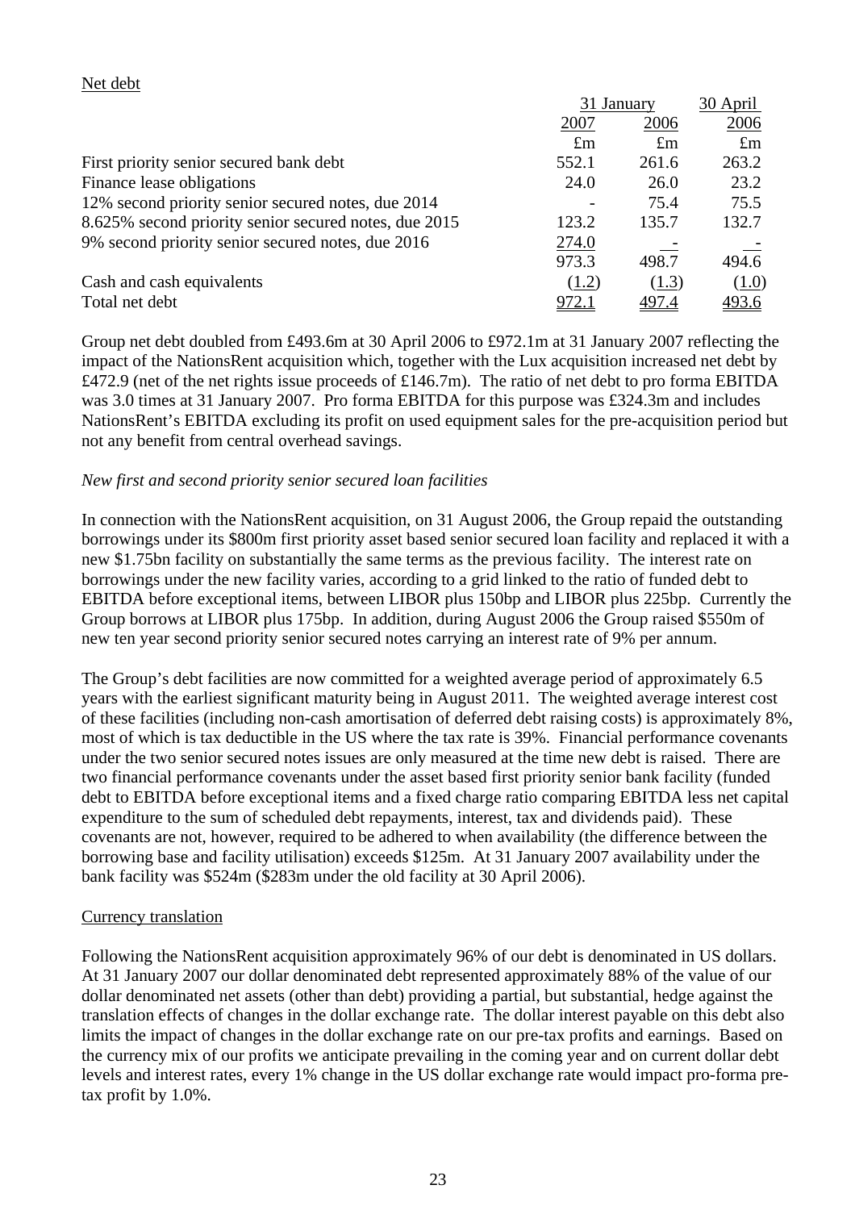Net debt

| | 31 January | | 30 April |
|---|---|---|---|
| | 2007 | 2006 | 2006 |
| | £m | £m | £m |
| First priority senior secured bank debt | 552.1 | 261.6 | 263.2 |
| Finance lease obligations | 24.0 | 26.0 | 23.2 |
| 12% second priority senior secured notes, due 2014 | - | 75.4 | 75.5 |
| 8.625% second priority senior secured notes, due 2015 | 123.2 | 135.7 | 132.7 |
| 9% second priority senior secured notes, due 2016 | 274.0 | - | - |
| | 973.3 | 498.7 | 494.6 |
| Cash and cash equivalents | (1.2) | (1.3) | (1.0) |
| Total net debt | 972.1 | 497.4 | 493.6 |

Group net debt doubled from £493.6m at 30 April 2006 to £972.1m at 31 January 2007 reflecting the impact of the NationsRent acquisition which, together with the Lux acquisition increased net debt by £472.9 (net of the net rights issue proceeds of £146.7m). The ratio of net debt to pro forma EBITDA was 3.0 times at 31 January 2007. Pro forma EBITDA for this purpose was £324.3m and includes NationsRent's EBITDA excluding its profit on used equipment sales for the pre-acquisition period but not any benefit from central overhead savings.

*New first and second priority senior secured loan facilities*

In connection with the NationsRent acquisition, on 31 August 2006, the Group repaid the outstanding borrowings under its $800m first priority asset based senior secured loan facility and replaced it with a new $1.75bn facility on substantially the same terms as the previous facility. The interest rate on borrowings under the new facility varies, according to a grid linked to the ratio of funded debt to EBITDA before exceptional items, between LIBOR plus 150bp and LIBOR plus 225bp. Currently the Group borrows at LIBOR plus 175bp. In addition, during August 2006 the Group raised $550m of new ten year second priority senior secured notes carrying an interest rate of 9% per annum.

The Group's debt facilities are now committed for a weighted average period of approximately 6.5 years with the earliest significant maturity being in August 2011. The weighted average interest cost of these facilities (including non-cash amortisation of deferred debt raising costs) is approximately 8%, most of which is tax deductible in the US where the tax rate is 39%. Financial performance covenants under the two senior secured notes issues are only measured at the time new debt is raised. There are two financial performance covenants under the asset based first priority senior bank facility (funded debt to EBITDA before exceptional items and a fixed charge ratio comparing EBITDA less net capital expenditure to the sum of scheduled debt repayments, interest, tax and dividends paid). These covenants are not, however, required to be adhered to when availability (the difference between the borrowing base and facility utilisation) exceeds $125m. At 31 January 2007 availability under the bank facility was $524m ($283m under the old facility at 30 April 2006).

Currency translation

Following the NationsRent acquisition approximately 96% of our debt is denominated in US dollars. At 31 January 2007 our dollar denominated debt represented approximately 88% of the value of our dollar denominated net assets (other than debt) providing a partial, but substantial, hedge against the translation effects of changes in the dollar exchange rate. The dollar interest payable on this debt also limits the impact of changes in the dollar exchange rate on our pre-tax profits and earnings. Based on the currency mix of our profits we anticipate prevailing in the coming year and on current dollar debt levels and interest rates, every 1% change in the US dollar exchange rate would impact pro-forma pre-tax profit by 1.0%.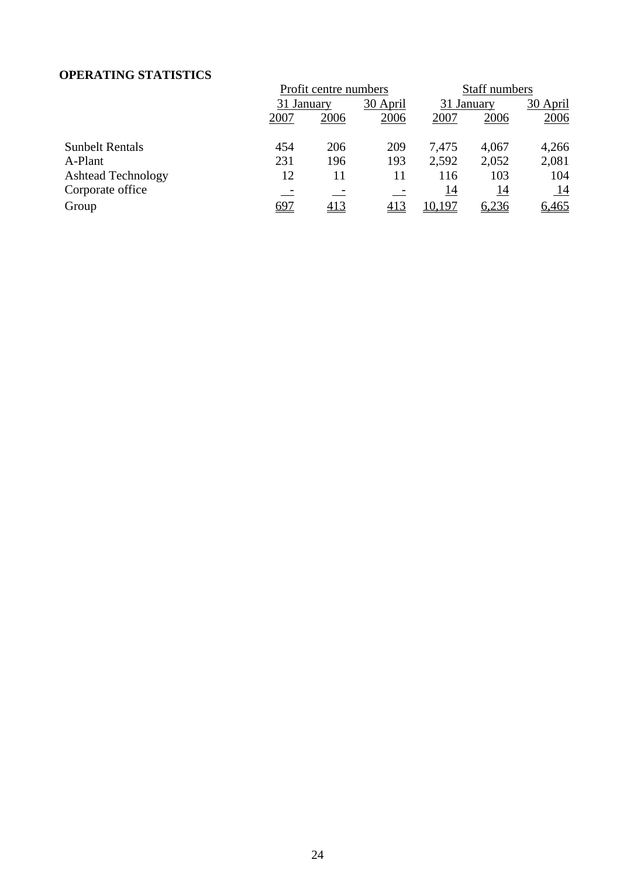**OPERATING STATISTICS**

| | Profit centre numbers | | | Staff numbers | | |
|---|---|---|---|---|---|---|
| | 31 January | | 30 April | 31 January | | 30 April |
| | 2007 | 2006 | 2006 | 2007 | 2006 | 2006 |
| Sunbelt Rentals | 454 | 206 | 209 | 7,475 | 4,067 | 4,266 |
| A-Plant | 231 | 196 | 193 | 2,592 | 2,052 | 2,081 |
| Ashtead Technology | 12 | 11 | 11 | 116 | 103 | 104 |
| Corporate office | - | - | - | 14 | 14 | 14 |
| Group | 697 | 413 | 413 | 10,197 | 6,236 | 6,465 |